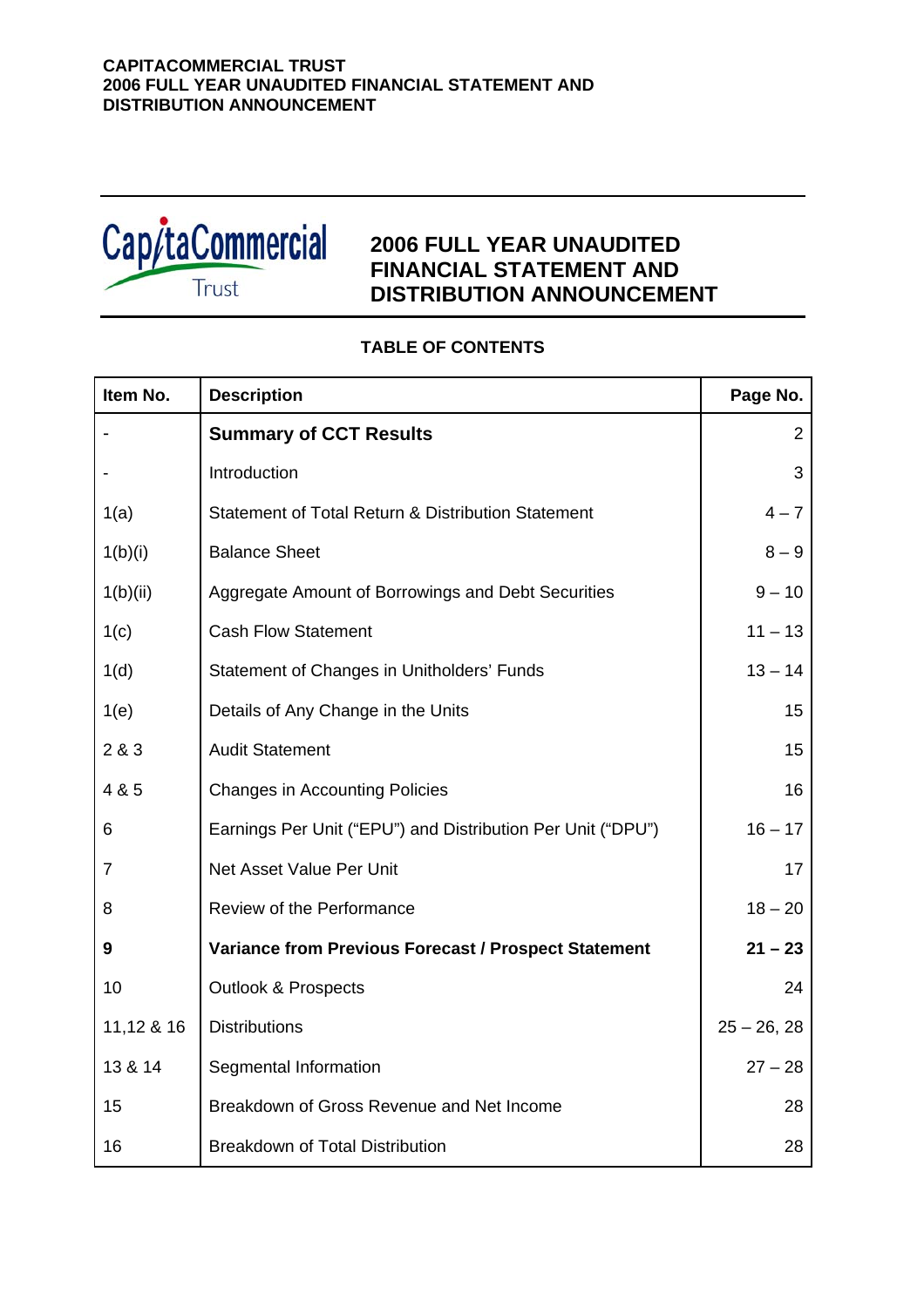**CAPITACOMMERCIAL TRUST**
**2006 FULL YEAR UNAUDITED FINANCIAL STATEMENT AND DISTRIBUTION ANNOUNCEMENT**

CapitaCommercial Trust

# 2006 FULL YEAR UNAUDITED FINANCIAL STATEMENT AND DISTRIBUTION ANNOUNCEMENT

## TABLE OF CONTENTS

| Item No. | Description | Page No. |
|---|---|---|
| - | **Summary of CCT Results** | 2 |
| - | Introduction | 3 |
| 1(a) | Statement of Total Return & Distribution Statement | 4 – 7 |
| 1(b)(i) | Balance Sheet | 8 – 9 |
| 1(b)(ii) | Aggregate Amount of Borrowings and Debt Securities | 9 – 10 |
| 1(c) | Cash Flow Statement | 11 – 13 |
| 1(d) | Statement of Changes in Unitholders' Funds | 13 – 14 |
| 1(e) | Details of Any Change in the Units | 15 |
| 2 & 3 | Audit Statement | 15 |
| 4 & 5 | Changes in Accounting Policies | 16 |
| 6 | Earnings Per Unit ("EPU") and Distribution Per Unit ("DPU") | 16 – 17 |
| 7 | Net Asset Value Per Unit | 17 |
| 8 | Review of the Performance | 18 – 20 |
| **9** | **Variance from Previous Forecast / Prospect Statement** | **21 – 23** |
| 10 | Outlook & Prospects | 24 |
| 11,12 & 16 | Distributions | 25 – 26, 28 |
| 13 & 14 | Segmental Information | 27 – 28 |
| 15 | Breakdown of Gross Revenue and Net Income | 28 |
| 16 | Breakdown of Total Distribution | 28 |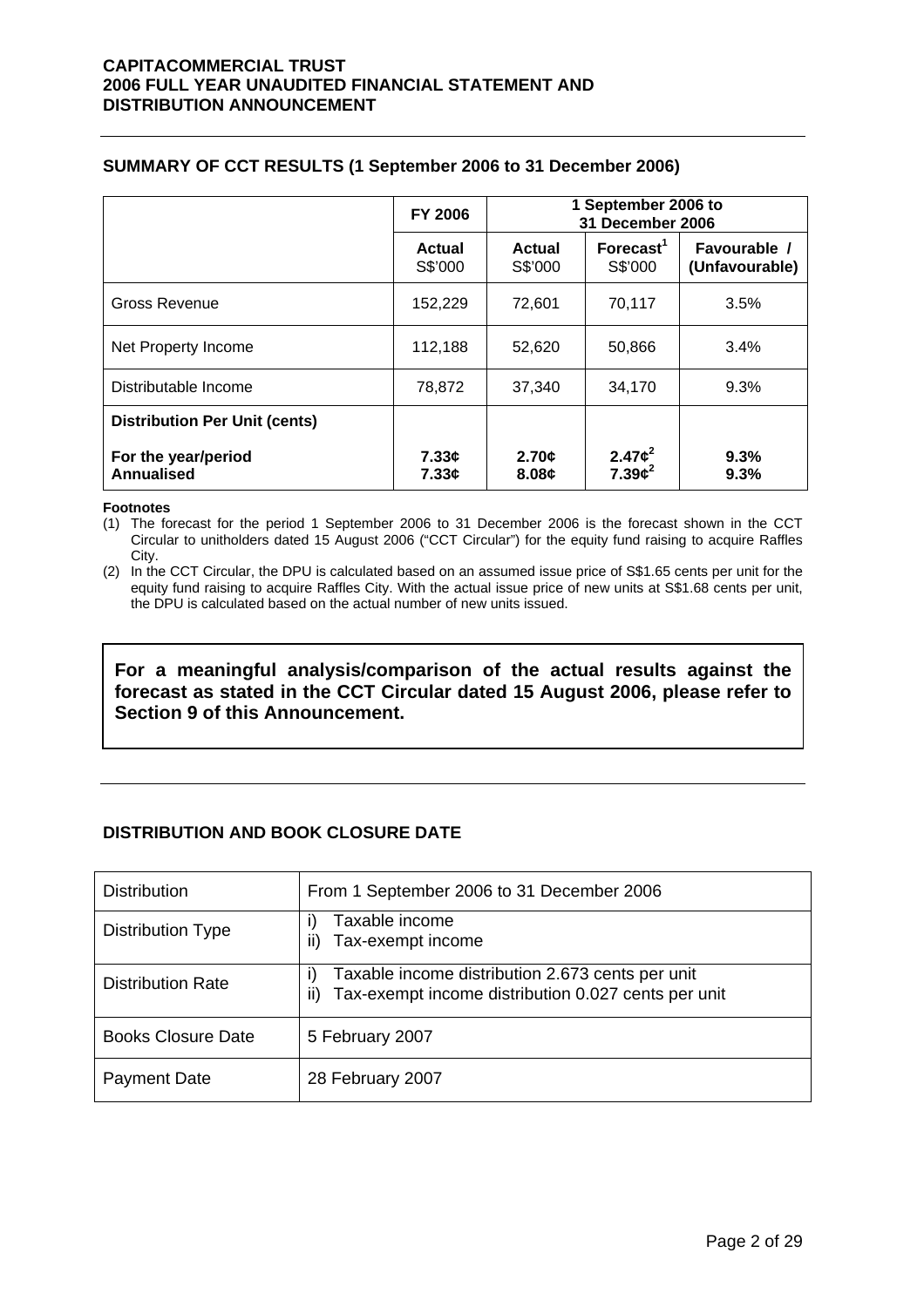## SUMMARY OF CCT RESULTS (1 September 2006 to 31 December 2006)

| | FY 2006 | 1 September 2006 to 31 December 2006 | | |
|---|---|---|---|---|
| | **Actual** S$'000 | **Actual** S$'000 | **Forecast[1]** S$'000 | **Favourable / (Unfavourable)** |
| Gross Revenue | 152,229 | 72,601 | 70,117 | 3.5% |
| Net Property Income | 112,188 | 52,620 | 50,866 | 3.4% |
| Distributable Income | 78,872 | 37,340 | 34,170 | 9.3% |
| **Distribution Per Unit (cents)** | | | | |
| **For the year/period** | **7.33¢** | **2.70¢** | **2.47¢[2]** | **9.3%** |
| **Annualised** | **7.33¢** | **8.08¢** | **7.39¢[2]** | **9.3%** |

**Footnotes**

(1) The forecast for the period 1 September 2006 to 31 December 2006 is the forecast shown in the CCT Circular to unitholders dated 15 August 2006 ("CCT Circular") for the equity fund raising to acquire Raffles City.

(2) In the CCT Circular, the DPU is calculated based on an assumed issue price of S$1.65 cents per unit for the equity fund raising to acquire Raffles City. With the actual issue price of new units at S$1.68 cents per unit, the DPU is calculated based on the actual number of new units issued.

**For a meaningful analysis/comparison of the actual results against the forecast as stated in the CCT Circular dated 15 August 2006, please refer to Section 9 of this Announcement.**

## DISTRIBUTION AND BOOK CLOSURE DATE

| | |
|---|---|
| Distribution | From 1 September 2006 to 31 December 2006 |
| Distribution Type | i) Taxable income<br>ii) Tax-exempt income |
| Distribution Rate | i) Taxable income distribution 2.673 cents per unit<br>ii) Tax-exempt income distribution 0.027 cents per unit |
| Books Closure Date | 5 February 2007 |
| Payment Date | 28 February 2007 |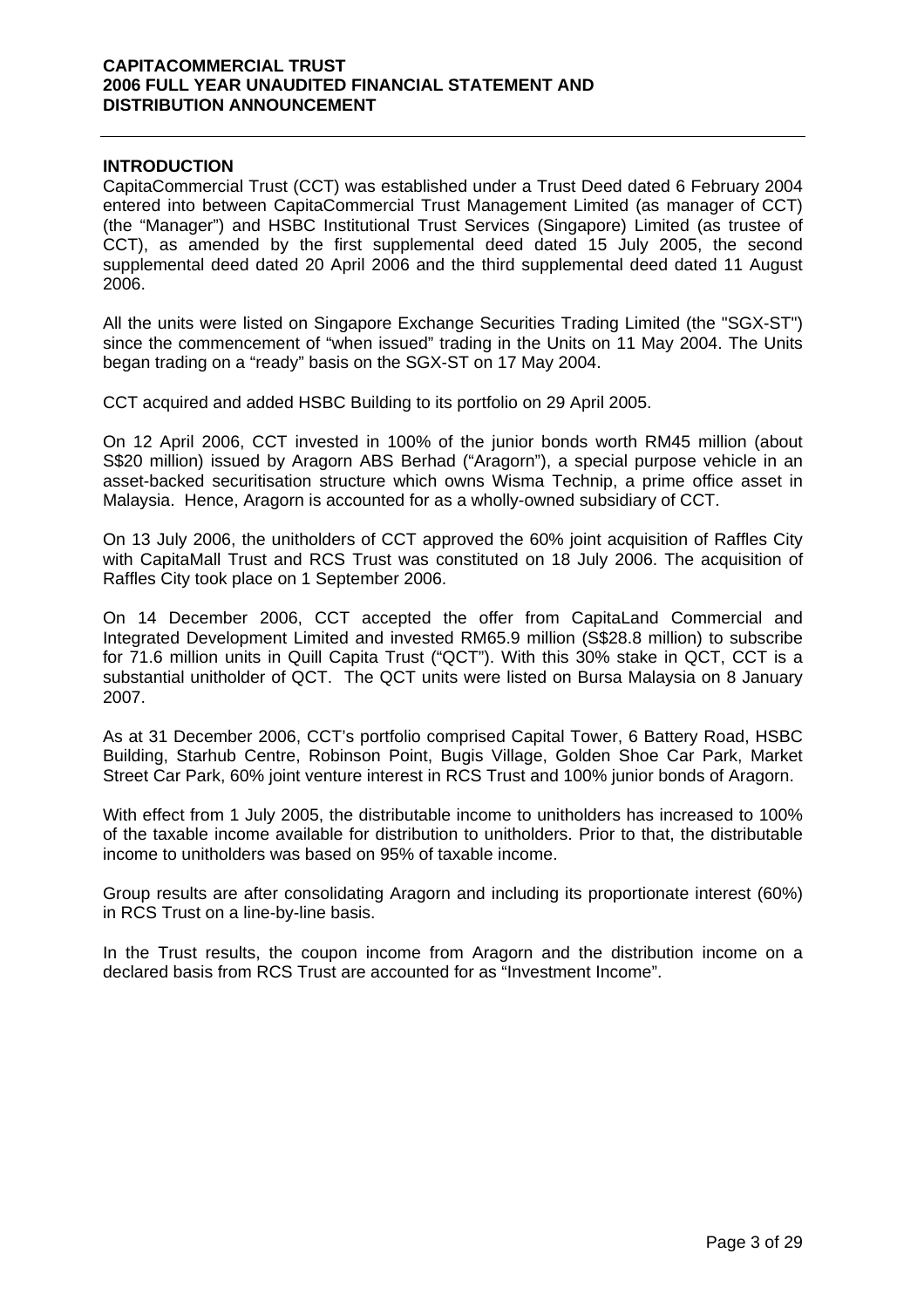## INTRODUCTION

CapitaCommercial Trust (CCT) was established under a Trust Deed dated 6 February 2004 entered into between CapitaCommercial Trust Management Limited (as manager of CCT) (the "Manager") and HSBC Institutional Trust Services (Singapore) Limited (as trustee of CCT), as amended by the first supplemental deed dated 15 July 2005, the second supplemental deed dated 20 April 2006 and the third supplemental deed dated 11 August 2006.

All the units were listed on Singapore Exchange Securities Trading Limited (the "SGX-ST") since the commencement of "when issued" trading in the Units on 11 May 2004. The Units began trading on a "ready" basis on the SGX-ST on 17 May 2004.

CCT acquired and added HSBC Building to its portfolio on 29 April 2005.

On 12 April 2006, CCT invested in 100% of the junior bonds worth RM45 million (about S$20 million) issued by Aragorn ABS Berhad ("Aragorn"), a special purpose vehicle in an asset-backed securitisation structure which owns Wisma Technip, a prime office asset in Malaysia. Hence, Aragorn is accounted for as a wholly-owned subsidiary of CCT.

On 13 July 2006, the unitholders of CCT approved the 60% joint acquisition of Raffles City with CapitaMall Trust and RCS Trust was constituted on 18 July 2006. The acquisition of Raffles City took place on 1 September 2006.

On 14 December 2006, CCT accepted the offer from CapitaLand Commercial and Integrated Development Limited and invested RM65.9 million (S$28.8 million) to subscribe for 71.6 million units in Quill Capita Trust ("QCT"). With this 30% stake in QCT, CCT is a substantial unitholder of QCT. The QCT units were listed on Bursa Malaysia on 8 January 2007.

As at 31 December 2006, CCT's portfolio comprised Capital Tower, 6 Battery Road, HSBC Building, Starhub Centre, Robinson Point, Bugis Village, Golden Shoe Car Park, Market Street Car Park, 60% joint venture interest in RCS Trust and 100% junior bonds of Aragorn.

With effect from 1 July 2005, the distributable income to unitholders has increased to 100% of the taxable income available for distribution to unitholders. Prior to that, the distributable income to unitholders was based on 95% of taxable income.

Group results are after consolidating Aragorn and including its proportionate interest (60%) in RCS Trust on a line-by-line basis.

In the Trust results, the coupon income from Aragorn and the distribution income on a declared basis from RCS Trust are accounted for as "Investment Income".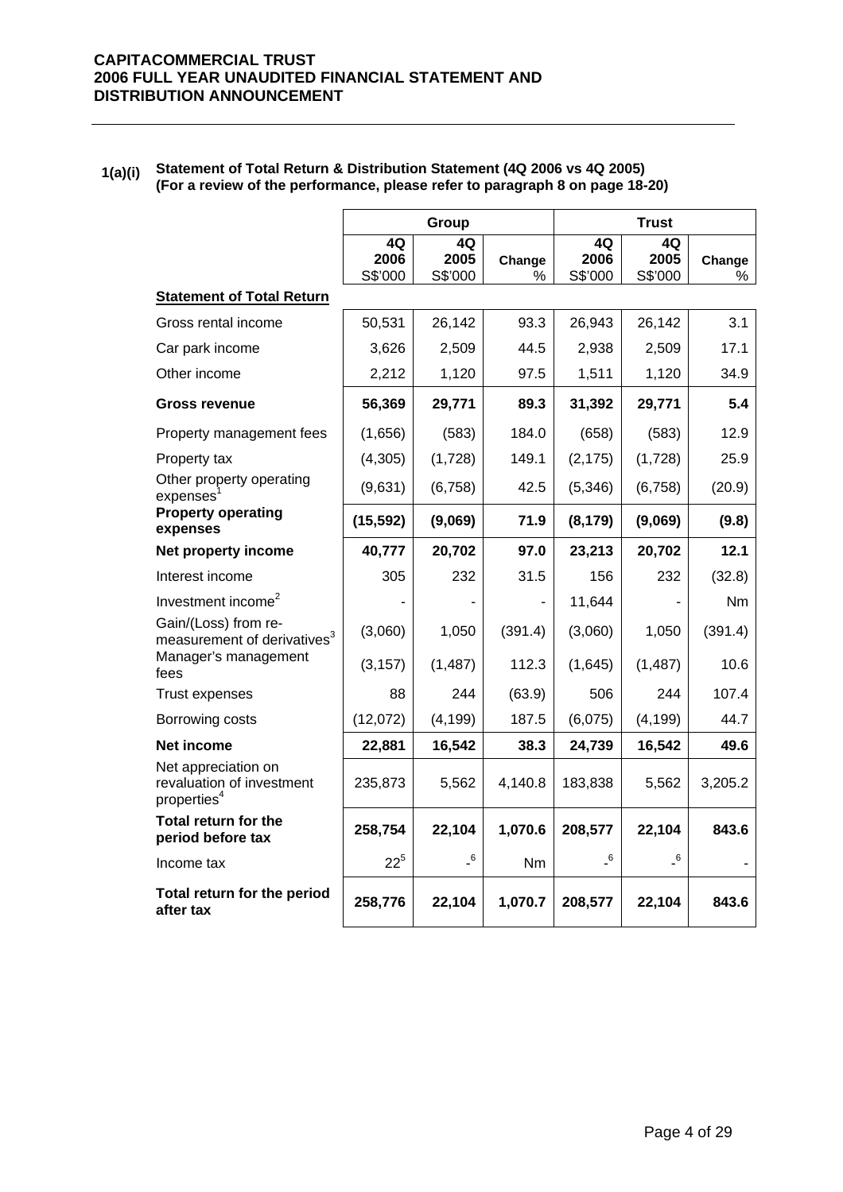**1(a)(i) Statement of Total Return & Distribution Statement (4Q 2006 vs 4Q 2005)**
**(For a review of the performance, please refer to paragraph 8 on page 18-20)**

| | Group | | | Trust | | |
|---|---|---|---|---|---|---|
| | 4Q 2006 S$'000 | 4Q 2005 S$'000 | Change % | 4Q 2006 S$'000 | 4Q 2005 S$'000 | Change % |
| **Statement of Total Return** | | | | | | |
| Gross rental income | 50,531 | 26,142 | 93.3 | 26,943 | 26,142 | 3.1 |
| Car park income | 3,626 | 2,509 | 44.5 | 2,938 | 2,509 | 17.1 |
| Other income | 2,212 | 1,120 | 97.5 | 1,511 | 1,120 | 34.9 |
| **Gross revenue** | **56,369** | **29,771** | **89.3** | **31,392** | **29,771** | **5.4** |
| Property management fees | (1,656) | (583) | 184.0 | (658) | (583) | 12.9 |
| Property tax | (4,305) | (1,728) | 149.1 | (2,175) | (1,728) | 25.9 |
| Other property operating expenses[1] | (9,631) | (6,758) | 42.5 | (5,346) | (6,758) | (20.9) |
| **Property operating expenses** | **(15,592)** | **(9,069)** | **71.9** | **(8,179)** | **(9,069)** | **(9.8)** |
| **Net property income** | **40,777** | **20,702** | **97.0** | **23,213** | **20,702** | **12.1** |
| Interest income | 305 | 232 | 31.5 | 156 | 232 | (32.8) |
| Investment income[2] | - | - | - | 11,644 | - | Nm |
| Gain/(Loss) from re-measurement of derivatives[3] | (3,060) | 1,050 | (391.4) | (3,060) | 1,050 | (391.4) |
| Manager's management fees | (3,157) | (1,487) | 112.3 | (1,645) | (1,487) | 10.6 |
| Trust expenses | 88 | 244 | (63.9) | 506 | 244 | 107.4 |
| Borrowing costs | (12,072) | (4,199) | 187.5 | (6,075) | (4,199) | 44.7 |
| **Net income** | **22,881** | **16,542** | **38.3** | **24,739** | **16,542** | **49.6** |
| Net appreciation on revaluation of investment properties[4] | 235,873 | 5,562 | 4,140.8 | 183,838 | 5,562 | 3,205.2 |
| **Total return for the period before tax** | **258,754** | **22,104** | **1,070.6** | **208,577** | **22,104** | **843.6** |
| Income tax | 22[5] | -[6] | Nm | -[6] | -[6] | - |
| **Total return for the period after tax** | **258,776** | **22,104** | **1,070.7** | **208,577** | **22,104** | **843.6** |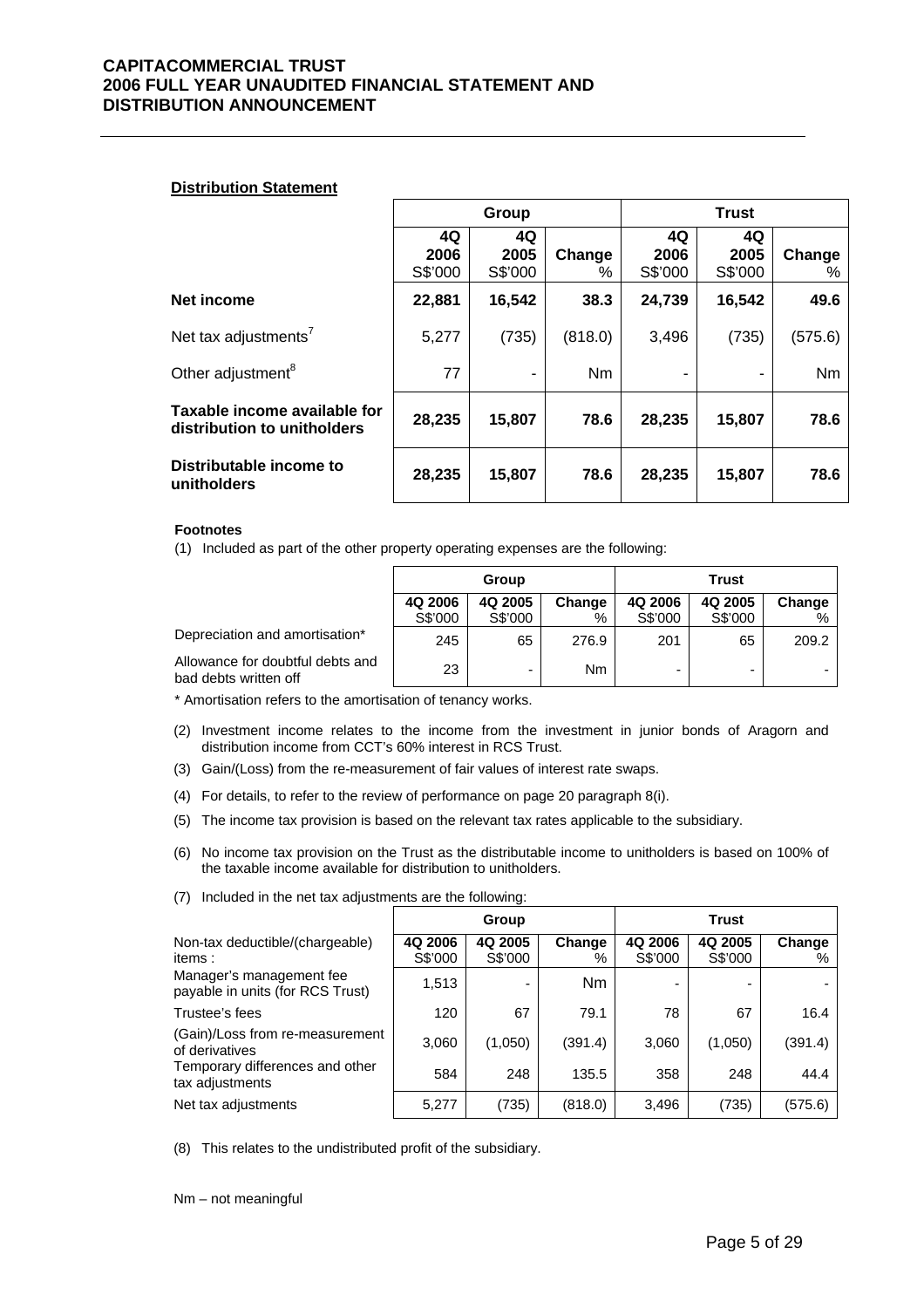**Distribution Statement**

| | Group | | | Trust | | |
|---|---|---|---|---|---|---|
| | 4Q 2006 S$'000 | 4Q 2005 S$'000 | Change % | 4Q 2006 S$'000 | 4Q 2005 S$'000 | Change % |
| **Net income** | **22,881** | **16,542** | **38.3** | **24,739** | **16,542** | **49.6** |
| Net tax adjustments[7] | 5,277 | (735) | (818.0) | 3,496 | (735) | (575.6) |
| Other adjustment[8] | 77 | - | Nm | - | - | Nm |
| **Taxable income available for distribution to unitholders** | **28,235** | **15,807** | **78.6** | **28,235** | **15,807** | **78.6** |
| **Distributable income to unitholders** | **28,235** | **15,807** | **78.6** | **28,235** | **15,807** | **78.6** |

**Footnotes**

(1) Included as part of the other property operating expenses are the following:

| | Group | | | Trust | | |
|---|---|---|---|---|---|---|
| | 4Q 2006 S$'000 | 4Q 2005 S$'000 | Change % | 4Q 2006 S$'000 | 4Q 2005 S$'000 | Change % |
| Depreciation and amortisation* | 245 | 65 | 276.9 | 201 | 65 | 209.2 |
| Allowance for doubtful debts and bad debts written off | 23 | - | Nm | - | - | - |

\* Amortisation refers to the amortisation of tenancy works.

(2) Investment income relates to the income from the investment in junior bonds of Aragorn and distribution income from CCT's 60% interest in RCS Trust.

(3) Gain/(Loss) from the re-measurement of fair values of interest rate swaps.

(4) For details, to refer to the review of performance on page 20 paragraph 8(i).

(5) The income tax provision is based on the relevant tax rates applicable to the subsidiary.

(6) No income tax provision on the Trust as the distributable income to unitholders is based on 100% of the taxable income available for distribution to unitholders.

(7) Included in the net tax adjustments are the following:

| | Group | | | Trust | | |
|---|---|---|---|---|---|---|
| Non-tax deductible/(chargeable) items : | 4Q 2006 S$'000 | 4Q 2005 S$'000 | Change % | 4Q 2006 S$'000 | 4Q 2005 S$'000 | Change % |
| Manager's management fee payable in units (for RCS Trust) | 1,513 | - | Nm | - | - | - |
| Trustee's fees | 120 | 67 | 79.1 | 78 | 67 | 16.4 |
| (Gain)/Loss from re-measurement of derivatives | 3,060 | (1,050) | (391.4) | 3,060 | (1,050) | (391.4) |
| Temporary differences and other tax adjustments | 584 | 248 | 135.5 | 358 | 248 | 44.4 |
| Net tax adjustments | 5,277 | (735) | (818.0) | 3,496 | (735) | (575.6) |

(8) This relates to the undistributed profit of the subsidiary.

Nm – not meaningful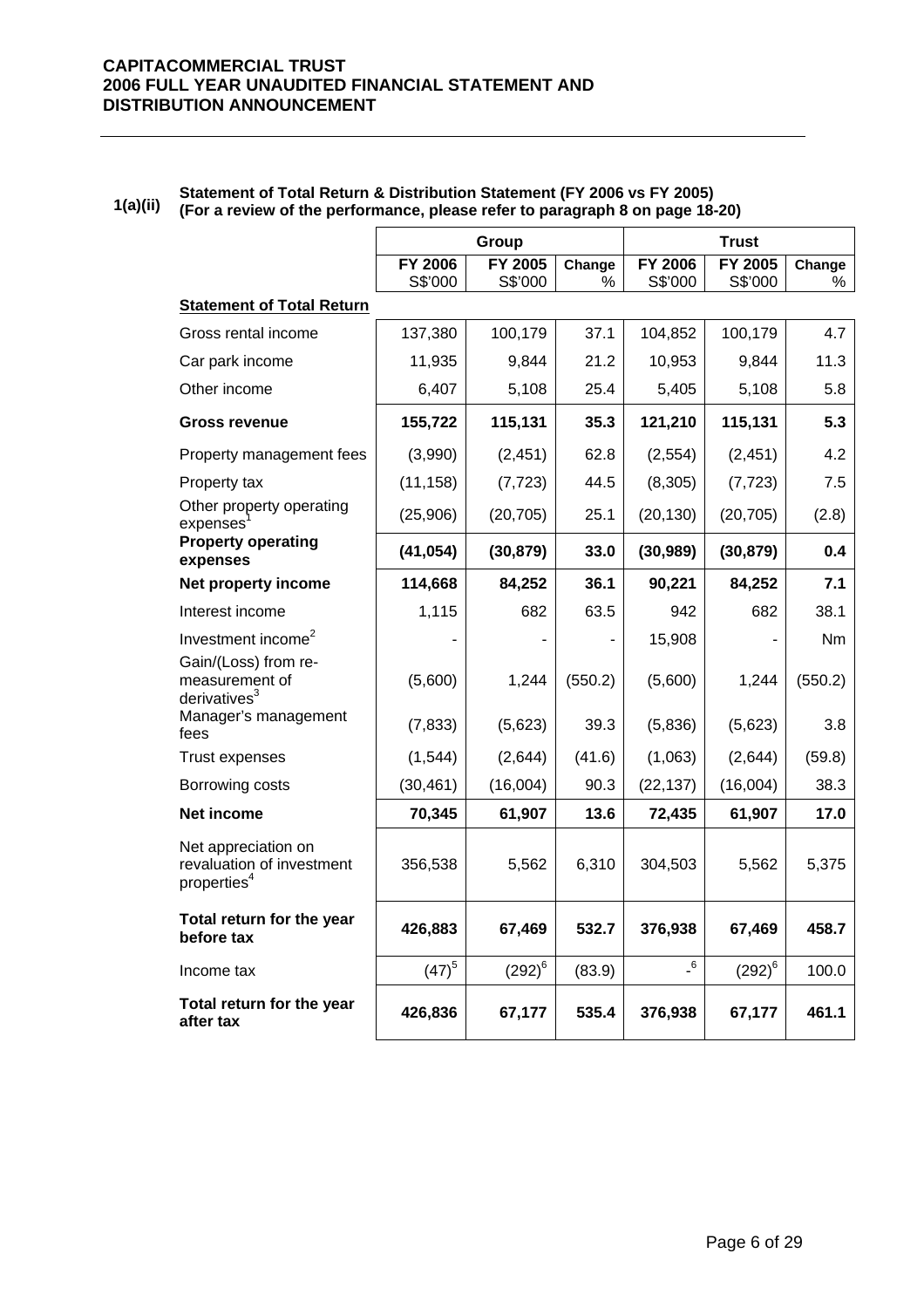**CAPITACOMMERCIAL TRUST**
**2006 FULL YEAR UNAUDITED FINANCIAL STATEMENT AND DISTRIBUTION ANNOUNCEMENT**

**1(a)(ii) Statement of Total Return & Distribution Statement (FY 2006 vs FY 2005)**
**(For a review of the performance, please refer to paragraph 8 on page 18-20)**

| | Group | | | Trust | | |
|---|---|---|---|---|---|---|
| | **FY 2006** S$'000 | **FY 2005** S$'000 | **Change** % | **FY 2006** S$'000 | **FY 2005** S$'000 | **Change** % |
| **Statement of Total Return** | | | | | | |
| Gross rental income | 137,380 | 100,179 | 37.1 | 104,852 | 100,179 | 4.7 |
| Car park income | 11,935 | 9,844 | 21.2 | 10,953 | 9,844 | 11.3 |
| Other income | 6,407 | 5,108 | 25.4 | 5,405 | 5,108 | 5.8 |
| **Gross revenue** | **155,722** | **115,131** | **35.3** | **121,210** | **115,131** | **5.3** |
| Property management fees | (3,990) | (2,451) | 62.8 | (2,554) | (2,451) | 4.2 |
| Property tax | (11,158) | (7,723) | 44.5 | (8,305) | (7,723) | 7.5 |
| Other property operating expenses[1] | (25,906) | (20,705) | 25.1 | (20,130) | (20,705) | (2.8) |
| **Property operating expenses** | **(41,054)** | **(30,879)** | **33.0** | **(30,989)** | **(30,879)** | **0.4** |
| **Net property income** | **114,668** | **84,252** | **36.1** | **90,221** | **84,252** | **7.1** |
| Interest income | 1,115 | 682 | 63.5 | 942 | 682 | 38.1 |
| Investment income[2] | - | - | - | 15,908 | - | Nm |
| Gain/(Loss) from re-measurement of derivatives[3] | (5,600) | 1,244 | (550.2) | (5,600) | 1,244 | (550.2) |
| Manager's management fees | (7,833) | (5,623) | 39.3 | (5,836) | (5,623) | 3.8 |
| Trust expenses | (1,544) | (2,644) | (41.6) | (1,063) | (2,644) | (59.8) |
| Borrowing costs | (30,461) | (16,004) | 90.3 | (22,137) | (16,004) | 38.3 |
| **Net income** | **70,345** | **61,907** | **13.6** | **72,435** | **61,907** | **17.0** |
| Net appreciation on revaluation of investment properties[4] | 356,538 | 5,562 | 6,310 | 304,503 | 5,562 | 5,375 |
| **Total return for the year before tax** | **426,883** | **67,469** | **532.7** | **376,938** | **67,469** | **458.7** |
| Income tax | (47)[5] | (292)[6] | (83.9) | -[6] | (292)[6] | 100.0 |
| **Total return for the year after tax** | **426,836** | **67,177** | **535.4** | **376,938** | **67,177** | **461.1** |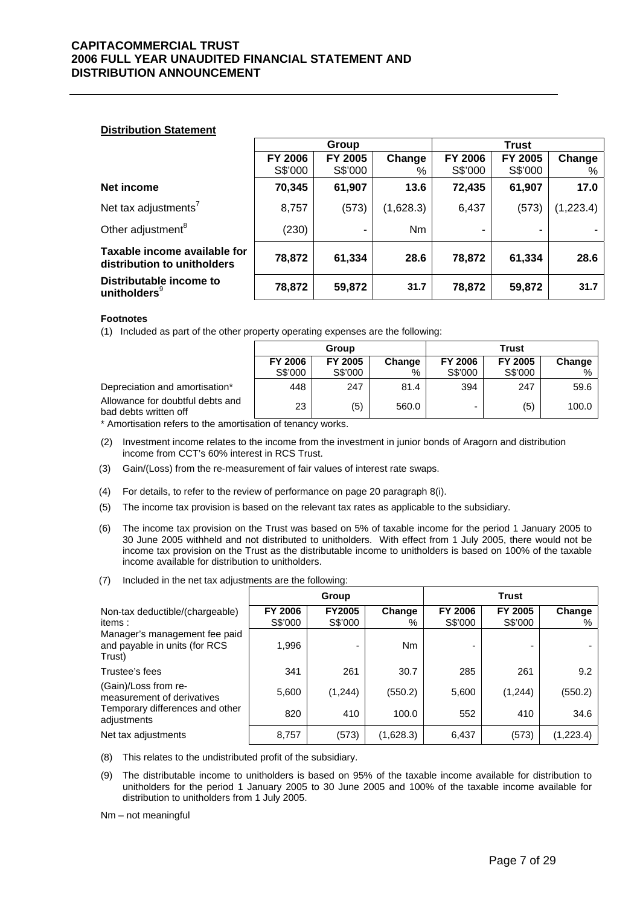**Distribution Statement**

| | Group | | | Trust | | |
|---|---|---|---|---|---|---|
| | FY 2006 S$'000 | FY 2005 S$'000 | Change % | FY 2006 S$'000 | FY 2005 S$'000 | Change % |
| **Net income** | **70,345** | **61,907** | **13.6** | **72,435** | **61,907** | **17.0** |
| Net tax adjustments[7] | 8,757 | (573) | (1,628.3) | 6,437 | (573) | (1,223.4) |
| Other adjustment[8] | (230) | - | Nm | - | - | - |
| **Taxable income available for distribution to unitholders** | **78,872** | **61,334** | **28.6** | **78,872** | **61,334** | **28.6** |
| **Distributable income to unitholders**[9] | **78,872** | **59,872** | **31.7** | **78,872** | **59,872** | **31.7** |

**Footnotes**

(1) Included as part of the other property operating expenses are the following:

| | Group | | | Trust | | |
|---|---|---|---|---|---|---|
| | FY 2006 S$'000 | FY 2005 S$'000 | Change % | FY 2006 S$'000 | FY 2005 S$'000 | Change % |
| Depreciation and amortisation* | 448 | 247 | 81.4 | 394 | 247 | 59.6 |
| Allowance for doubtful debts and bad debts written off | 23 | (5) | 560.0 | - | (5) | 100.0 |

\* Amortisation refers to the amortisation of tenancy works.

(2) Investment income relates to the income from the investment in junior bonds of Aragorn and distribution income from CCT's 60% interest in RCS Trust.

(3) Gain/(Loss) from the re-measurement of fair values of interest rate swaps.

(4) For details, to refer to the review of performance on page 20 paragraph 8(i).

(5) The income tax provision is based on the relevant tax rates as applicable to the subsidiary.

(6) The income tax provision on the Trust was based on 5% of taxable income for the period 1 January 2005 to 30 June 2005 withheld and not distributed to unitholders. With effect from 1 July 2005, there would not be income tax provision on the Trust as the distributable income to unitholders is based on 100% of the taxable income available for distribution to unitholders.

(7) Included in the net tax adjustments are the following:

| | Group | | | Trust | | |
|---|---|---|---|---|---|---|
| Non-tax deductible/(chargeable) items : | FY 2006 S$'000 | FY2005 S$'000 | Change % | FY 2006 S$'000 | FY 2005 S$'000 | Change % |
| Manager's management fee paid and payable in units (for RCS Trust) | 1,996 | - | Nm | - | - | - |
| Trustee's fees | 341 | 261 | 30.7 | 285 | 261 | 9.2 |
| (Gain)/Loss from re-measurement of derivatives | 5,600 | (1,244) | (550.2) | 5,600 | (1,244) | (550.2) |
| Temporary differences and other adjustments | 820 | 410 | 100.0 | 552 | 410 | 34.6 |
| Net tax adjustments | 8,757 | (573) | (1,628.3) | 6,437 | (573) | (1,223.4) |

(8) This relates to the undistributed profit of the subsidiary.

(9) The distributable income to unitholders is based on 95% of the taxable income available for distribution to unitholders for the period 1 January 2005 to 30 June 2005 and 100% of the taxable income available for distribution to unitholders from 1 July 2005.

Nm – not meaningful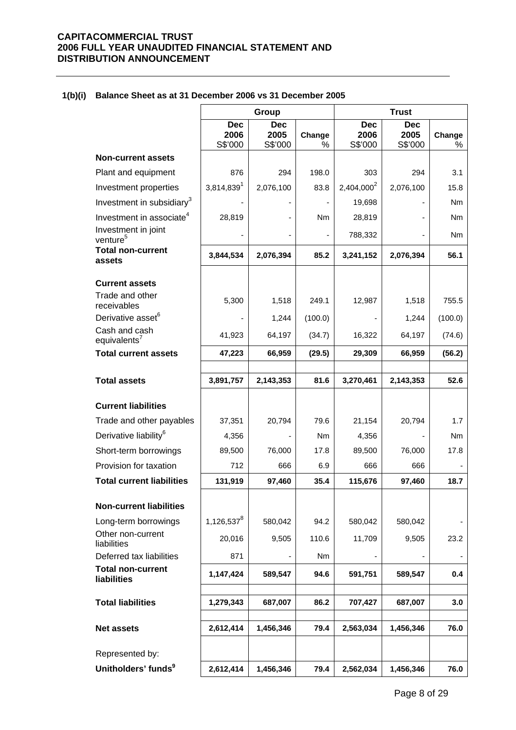**CAPITACOMMERCIAL TRUST**
**2006 FULL YEAR UNAUDITED FINANCIAL STATEMENT AND DISTRIBUTION ANNOUNCEMENT**

### 1(b)(i) Balance Sheet as at 31 December 2006 vs 31 December 2005

| | Group | | | Trust | | |
|---|---|---|---|---|---|---|
| | Dec 2006 S$'000 | Dec 2005 S$'000 | Change % | Dec 2006 S$'000 | Dec 2005 S$'000 | Change % |
| **Non-current assets** | | | | | | |
| Plant and equipment | 876 | 294 | 198.0 | 303 | 294 | 3.1 |
| Investment properties | 3,814,839[1] | 2,076,100 | 83.8 | 2,404,000[2] | 2,076,100 | 15.8 |
| Investment in subsidiary[3] | - | - | - | 19,698 | - | Nm |
| Investment in associate[4] | 28,819 | - | Nm | 28,819 | - | Nm |
| Investment in joint venture[5] | - | - | - | 788,332 | - | Nm |
| **Total non-current assets** | **3,844,534** | **2,076,394** | **85.2** | **3,241,152** | **2,076,394** | **56.1** |
| **Current assets** | | | | | | |
| Trade and other receivables | 5,300 | 1,518 | 249.1 | 12,987 | 1,518 | 755.5 |
| Derivative asset[6] | - | 1,244 | (100.0) | - | 1,244 | (100.0) |
| Cash and cash equivalents[7] | 41,923 | 64,197 | (34.7) | 16,322 | 64,197 | (74.6) |
| **Total current assets** | **47,223** | **66,959** | **(29.5)** | **29,309** | **66,959** | **(56.2)** |
| **Total assets** | **3,891,757** | **2,143,353** | **81.6** | **3,270,461** | **2,143,353** | **52.6** |
| **Current liabilities** | | | | | | |
| Trade and other payables | 37,351 | 20,794 | 79.6 | 21,154 | 20,794 | 1.7 |
| Derivative liability[6] | 4,356 | - | Nm | 4,356 | - | Nm |
| Short-term borrowings | 89,500 | 76,000 | 17.8 | 89,500 | 76,000 | 17.8 |
| Provision for taxation | 712 | 666 | 6.9 | 666 | 666 | - |
| **Total current liabilities** | **131,919** | **97,460** | **35.4** | **115,676** | **97,460** | **18.7** |
| **Non-current liabilities** | | | | | | |
| Long-term borrowings | 1,126,537[8] | 580,042 | 94.2 | 580,042 | 580,042 | - |
| Other non-current liabilities | 20,016 | 9,505 | 110.6 | 11,709 | 9,505 | 23.2 |
| Deferred tax liabilities | 871 | - | Nm | - | - | - |
| **Total non-current liabilities** | **1,147,424** | **589,547** | **94.6** | **591,751** | **589,547** | **0.4** |
| **Total liabilities** | **1,279,343** | **687,007** | **86.2** | **707,427** | **687,007** | **3.0** |
| **Net assets** | **2,612,414** | **1,456,346** | **79.4** | **2,563,034** | **1,456,346** | **76.0** |
| Represented by: | | | | | | |
| **Unitholders' funds[9]** | **2,612,414** | **1,456,346** | **79.4** | **2,562,034** | **1,456,346** | **76.0** |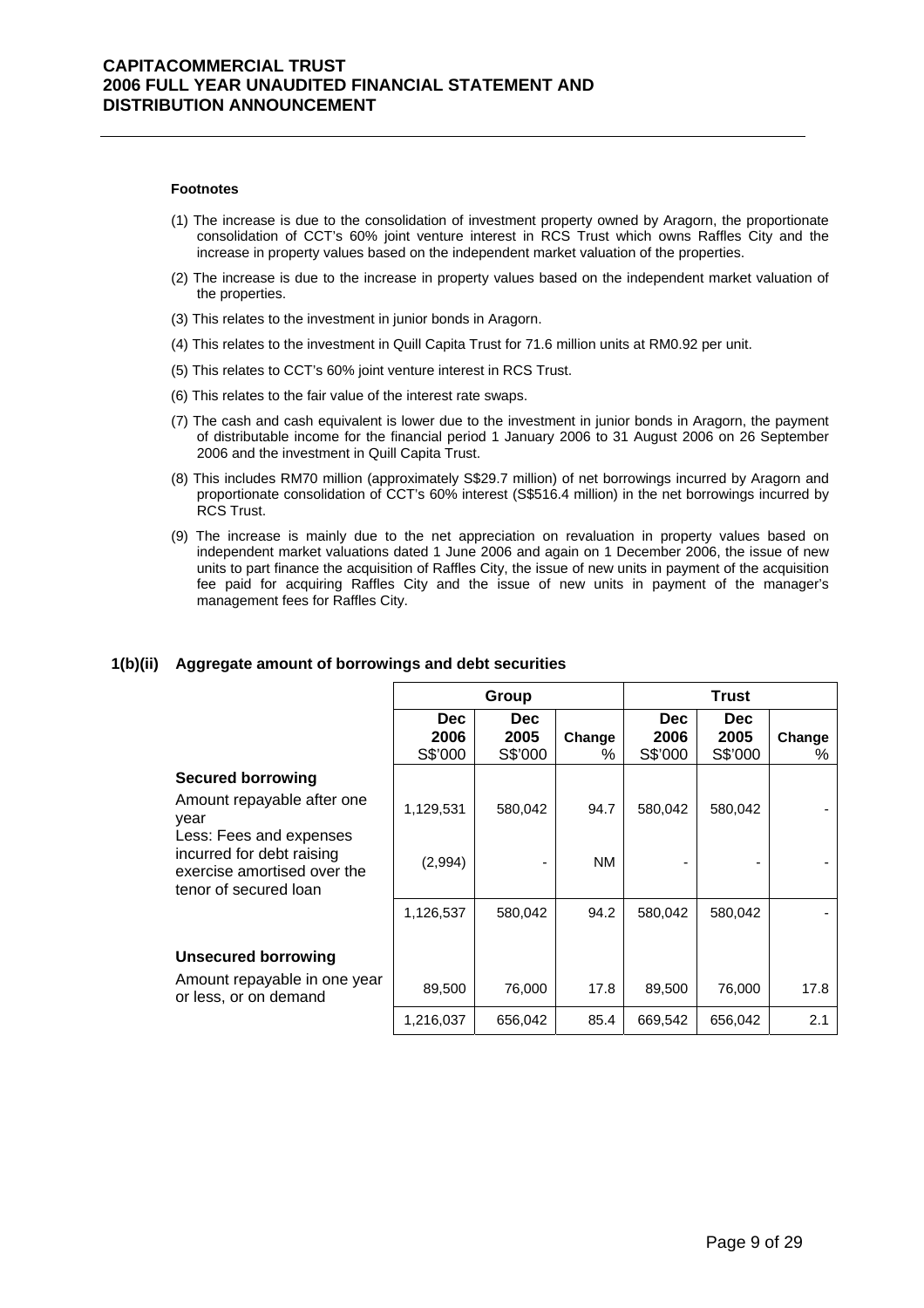#### Footnotes

(1) The increase is due to the consolidation of investment property owned by Aragorn, the proportionate consolidation of CCT's 60% joint venture interest in RCS Trust which owns Raffles City and the increase in property values based on the independent market valuation of the properties.

(2) The increase is due to the increase in property values based on the independent market valuation of the properties.

(3) This relates to the investment in junior bonds in Aragorn.

(4) This relates to the investment in Quill Capita Trust for 71.6 million units at RM0.92 per unit.

(5) This relates to CCT's 60% joint venture interest in RCS Trust.

(6) This relates to the fair value of the interest rate swaps.

(7) The cash and cash equivalent is lower due to the investment in junior bonds in Aragorn, the payment of distributable income for the financial period 1 January 2006 to 31 August 2006 on 26 September 2006 and the investment in Quill Capita Trust.

(8) This includes RM70 million (approximately S$29.7 million) of net borrowings incurred by Aragorn and proportionate consolidation of CCT's 60% interest (S$516.4 million) in the net borrowings incurred by RCS Trust.

(9) The increase is mainly due to the net appreciation on revaluation in property values based on independent market valuations dated 1 June 2006 and again on 1 December 2006, the issue of new units to part finance the acquisition of Raffles City, the issue of new units in payment of the acquisition fee paid for acquiring Raffles City and the issue of new units in payment of the manager's management fees for Raffles City.

### 1(b)(ii) Aggregate amount of borrowings and debt securities

| | Group | | | Trust | | |
|---|---|---|---|---|---|---|
| | Dec 2006 S$'000 | Dec 2005 S$'000 | Change % | Dec 2006 S$'000 | Dec 2005 S$'000 | Change % |
| **Secured borrowing** | | | | | | |
| Amount repayable after one year | 1,129,531 | 580,042 | 94.7 | 580,042 | 580,042 | - |
| Less: Fees and expenses incurred for debt raising exercise amortised over the tenor of secured loan | (2,994) | - | NM | - | - | - |
| | 1,126,537 | 580,042 | 94.2 | 580,042 | 580,042 | - |
| **Unsecured borrowing** | | | | | | |
| Amount repayable in one year or less, or on demand | 89,500 | 76,000 | 17.8 | 89,500 | 76,000 | 17.8 |
| | 1,216,037 | 656,042 | 85.4 | 669,542 | 656,042 | 2.1 |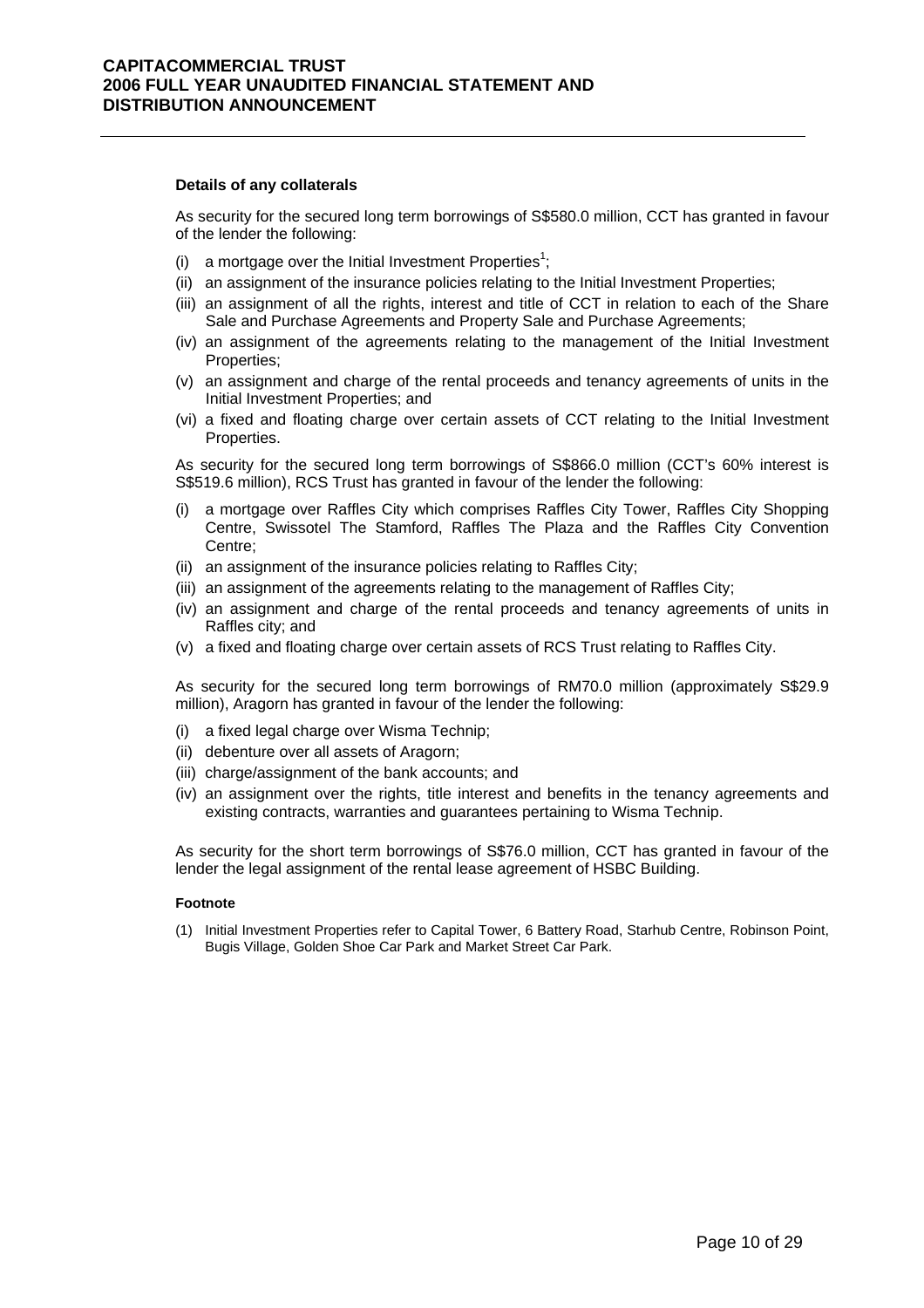**Details of any collaterals**

As security for the secured long term borrowings of S$580.0 million, CCT has granted in favour of the lender the following:

(i) a mortgage over the Initial Investment Properties[1];
(ii) an assignment of the insurance policies relating to the Initial Investment Properties;
(iii) an assignment of all the rights, interest and title of CCT in relation to each of the Share Sale and Purchase Agreements and Property Sale and Purchase Agreements;
(iv) an assignment of the agreements relating to the management of the Initial Investment Properties;
(v) an assignment and charge of the rental proceeds and tenancy agreements of units in the Initial Investment Properties; and
(vi) a fixed and floating charge over certain assets of CCT relating to the Initial Investment Properties.

As security for the secured long term borrowings of S$866.0 million (CCT's 60% interest is S$519.6 million), RCS Trust has granted in favour of the lender the following:

(i) a mortgage over Raffles City which comprises Raffles City Tower, Raffles City Shopping Centre, Swissotel The Stamford, Raffles The Plaza and the Raffles City Convention Centre;
(ii) an assignment of the insurance policies relating to Raffles City;
(iii) an assignment of the agreements relating to the management of Raffles City;
(iv) an assignment and charge of the rental proceeds and tenancy agreements of units in Raffles city; and
(v) a fixed and floating charge over certain assets of RCS Trust relating to Raffles City.

As security for the secured long term borrowings of RM70.0 million (approximately S$29.9 million), Aragorn has granted in favour of the lender the following:

(i) a fixed legal charge over Wisma Technip;
(ii) debenture over all assets of Aragorn;
(iii) charge/assignment of the bank accounts; and
(iv) an assignment over the rights, title interest and benefits in the tenancy agreements and existing contracts, warranties and guarantees pertaining to Wisma Technip.

As security for the short term borrowings of S$76.0 million, CCT has granted in favour of the lender the legal assignment of the rental lease agreement of HSBC Building.

**Footnote**

(1) Initial Investment Properties refer to Capital Tower, 6 Battery Road, Starhub Centre, Robinson Point, Bugis Village, Golden Shoe Car Park and Market Street Car Park.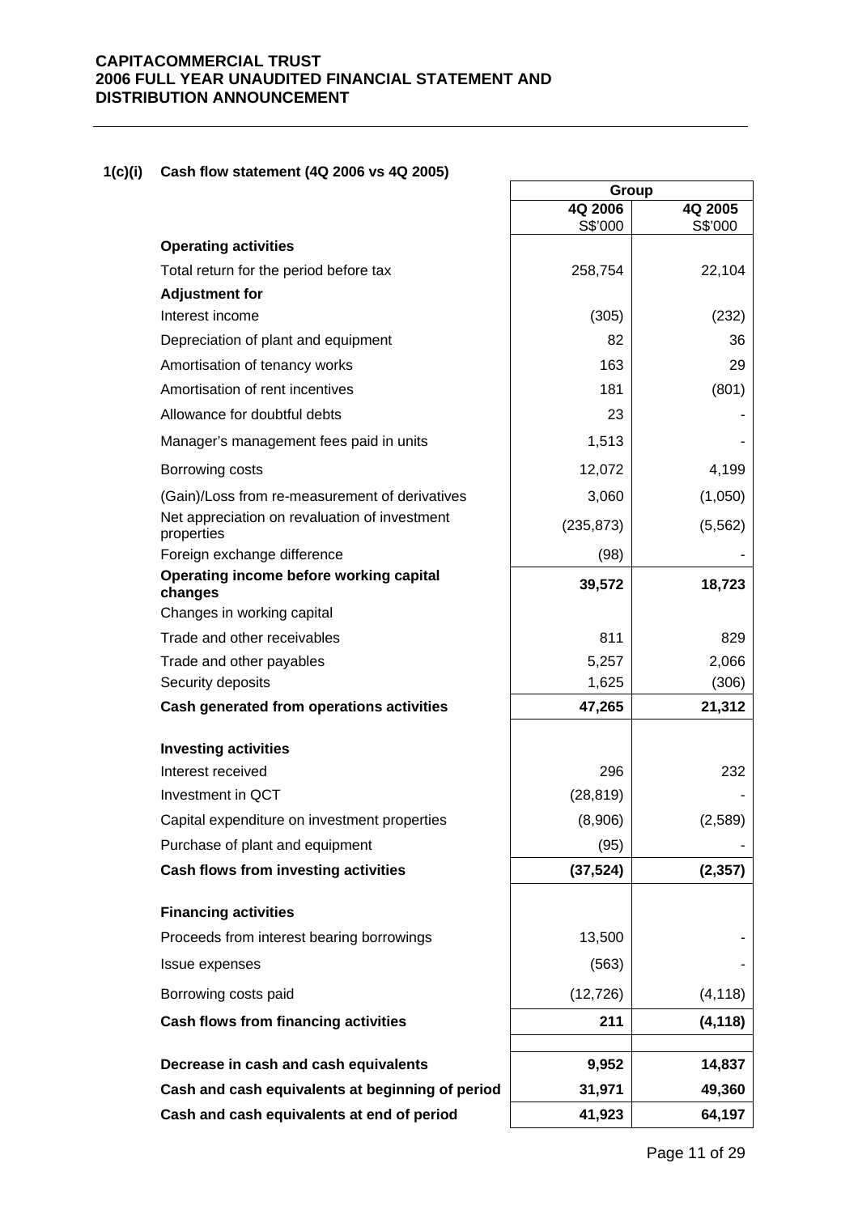### 1(c)(i) Cash flow statement (4Q 2006 vs 4Q 2005)

| | Group | |
|---|---|---|
| | 4Q 2006 S$'000 | 4Q 2005 S$'000 |
| **Operating activities** | | |
| Total return for the period before tax | 258,754 | 22,104 |
| **Adjustment for** | | |
| Interest income | (305) | (232) |
| Depreciation of plant and equipment | 82 | 36 |
| Amortisation of tenancy works | 163 | 29 |
| Amortisation of rent incentives | 181 | (801) |
| Allowance for doubtful debts | 23 | - |
| Manager's management fees paid in units | 1,513 | - |
| Borrowing costs | 12,072 | 4,199 |
| (Gain)/Loss from re-measurement of derivatives | 3,060 | (1,050) |
| Net appreciation on revaluation of investment properties | (235,873) | (5,562) |
| Foreign exchange difference | (98) | - |
| **Operating income before working capital changes** | **39,572** | **18,723** |
| Changes in working capital | | |
| Trade and other receivables | 811 | 829 |
| Trade and other payables | 5,257 | 2,066 |
| Security deposits | 1,625 | (306) |
| **Cash generated from operations activities** | **47,265** | **21,312** |
| | | |
| **Investing activities** | | |
| Interest received | 296 | 232 |
| Investment in QCT | (28,819) | - |
| Capital expenditure on investment properties | (8,906) | (2,589) |
| Purchase of plant and equipment | (95) | - |
| **Cash flows from investing activities** | **(37,524)** | **(2,357)** |
| | | |
| **Financing activities** | | |
| Proceeds from interest bearing borrowings | 13,500 | - |
| Issue expenses | (563) | - |
| Borrowing costs paid | (12,726) | (4,118) |
| **Cash flows from financing activities** | **211** | **(4,118)** |
| | | |
| **Decrease in cash and cash equivalents** | **9,952** | **14,837** |
| **Cash and cash equivalents at beginning of period** | **31,971** | **49,360** |
| **Cash and cash equivalents at end of period** | **41,923** | **64,197** |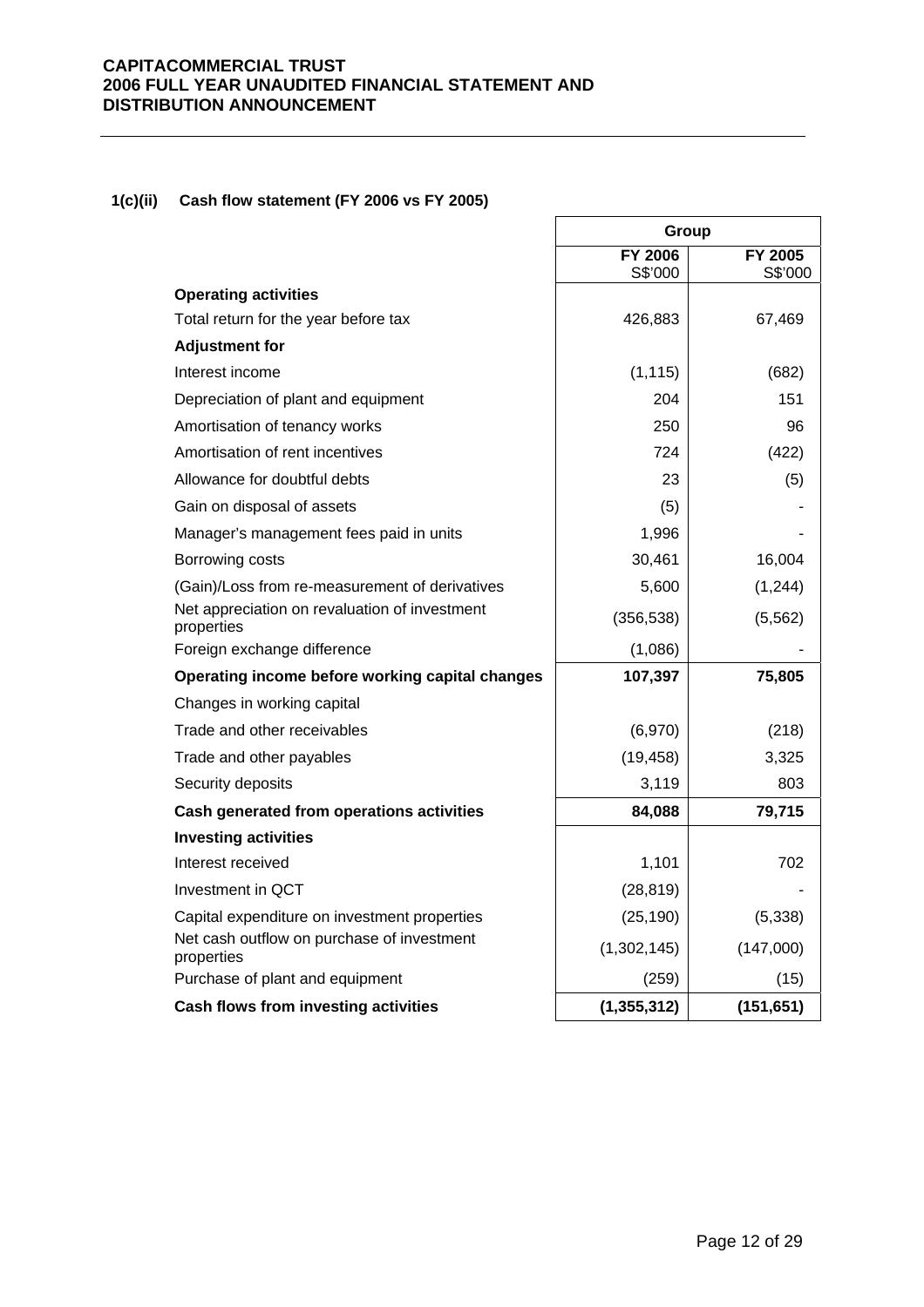### 1(c)(ii) Cash flow statement (FY 2006 vs FY 2005)

| | Group | |
|---|---|---|
| | **FY 2006** S$'000 | **FY 2005** S$'000 |
| **Operating activities** | | |
| Total return for the year before tax | 426,883 | 67,469 |
| **Adjustment for** | | |
| Interest income | (1,115) | (682) |
| Depreciation of plant and equipment | 204 | 151 |
| Amortisation of tenancy works | 250 | 96 |
| Amortisation of rent incentives | 724 | (422) |
| Allowance for doubtful debts | 23 | (5) |
| Gain on disposal of assets | (5) | - |
| Manager's management fees paid in units | 1,996 | - |
| Borrowing costs | 30,461 | 16,004 |
| (Gain)/Loss from re-measurement of derivatives | 5,600 | (1,244) |
| Net appreciation on revaluation of investment properties | (356,538) | (5,562) |
| Foreign exchange difference | (1,086) | - |
| **Operating income before working capital changes** | **107,397** | **75,805** |
| Changes in working capital | | |
| Trade and other receivables | (6,970) | (218) |
| Trade and other payables | (19,458) | 3,325 |
| Security deposits | 3,119 | 803 |
| **Cash generated from operations activities** | **84,088** | **79,715** |
| **Investing activities** | | |
| Interest received | 1,101 | 702 |
| Investment in QCT | (28,819) | - |
| Capital expenditure on investment properties | (25,190) | (5,338) |
| Net cash outflow on purchase of investment properties | (1,302,145) | (147,000) |
| Purchase of plant and equipment | (259) | (15) |
| **Cash flows from investing activities** | **(1,355,312)** | **(151,651)** |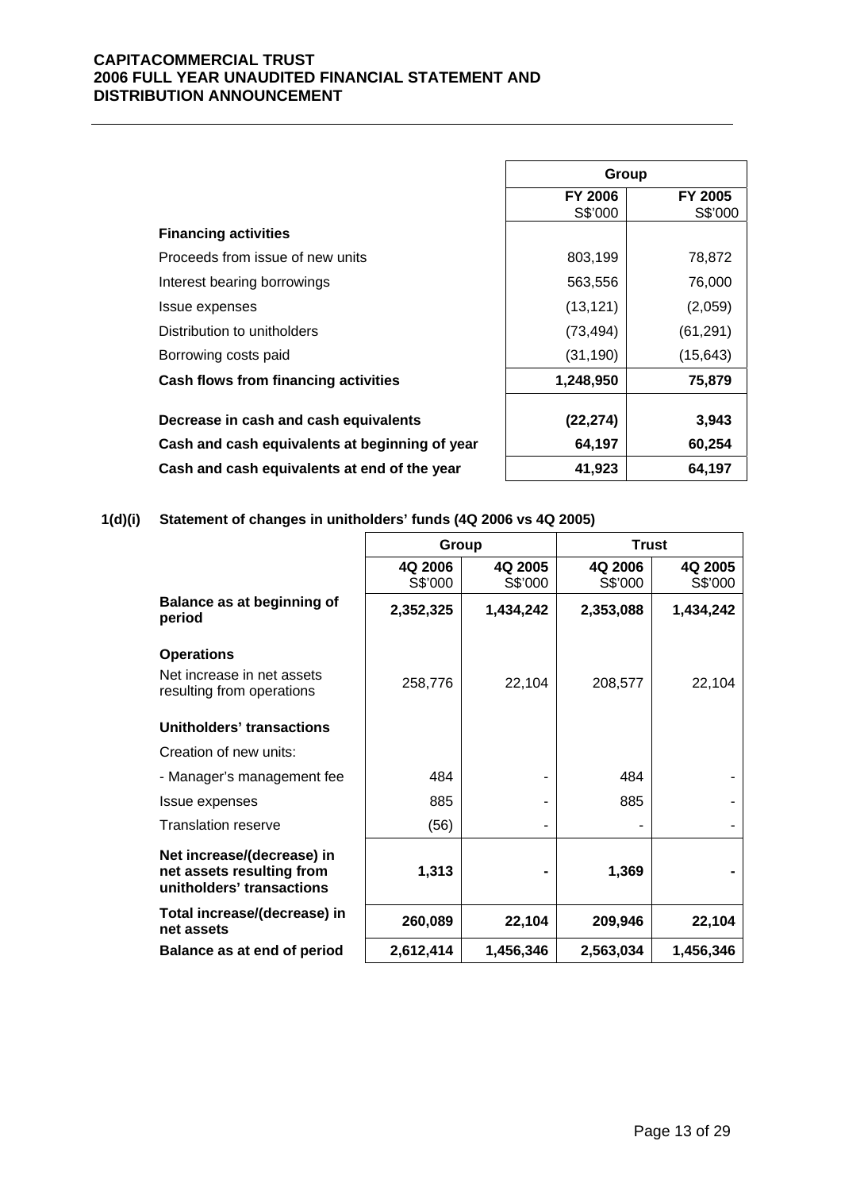| | Group | |
|---|---|---|
| | FY 2006 S$'000 | FY 2005 S$'000 |
| **Financing activities** | | |
| Proceeds from issue of new units | 803,199 | 78,872 |
| Interest bearing borrowings | 563,556 | 76,000 |
| Issue expenses | (13,121) | (2,059) |
| Distribution to unitholders | (73,494) | (61,291) |
| Borrowing costs paid | (31,190) | (15,643) |
| **Cash flows from financing activities** | **1,248,950** | **75,879** |
| **Decrease in cash and cash equivalents** | **(22,274)** | **3,943** |
| **Cash and cash equivalents at beginning of year** | **64,197** | **60,254** |
| **Cash and cash equivalents at end of the year** | **41,923** | **64,197** |

**1(d)(i) Statement of changes in unitholders' funds (4Q 2006 vs 4Q 2005)**

| | Group | | Trust | |
|---|---|---|---|---|
| | 4Q 2006 S$'000 | 4Q 2005 S$'000 | 4Q 2006 S$'000 | 4Q 2005 S$'000 |
| **Balance as at beginning of period** | **2,352,325** | **1,434,242** | **2,353,088** | **1,434,242** |
| **Operations** | | | | |
| Net increase in net assets resulting from operations | 258,776 | 22,104 | 208,577 | 22,104 |
| **Unitholders' transactions** | | | | |
| Creation of new units: | | | | |
| - Manager's management fee | 484 | - | 484 | - |
| Issue expenses | 885 | - | 885 | - |
| Translation reserve | (56) | - | - | - |
| **Net increase/(decrease) in net assets resulting from unitholders' transactions** | **1,313** | **-** | **1,369** | **-** |
| **Total increase/(decrease) in net assets** | **260,089** | **22,104** | **209,946** | **22,104** |
| **Balance as at end of period** | **2,612,414** | **1,456,346** | **2,563,034** | **1,456,346** |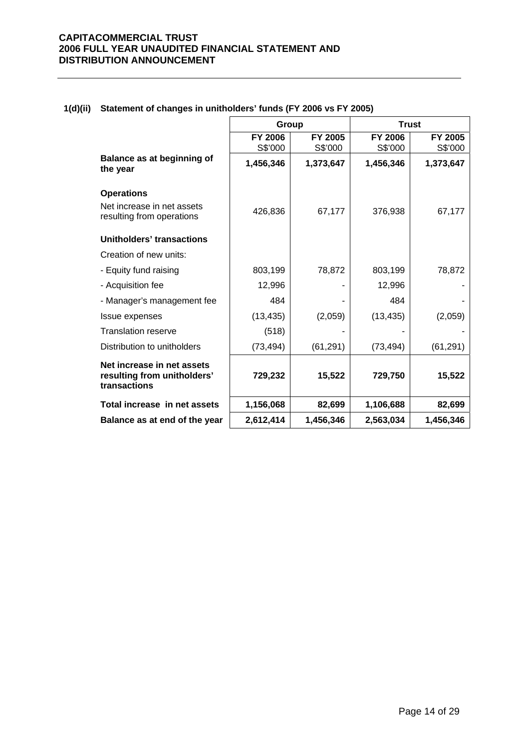### 1(d)(ii) Statement of changes in unitholders' funds (FY 2006 vs FY 2005)

| | Group | | Trust | |
|---|---|---|---|---|
| | FY 2006<br>S$'000 | FY 2005<br>S$'000 | FY 2006<br>S$'000 | FY 2005<br>S$'000 |
| **Balance as at beginning of the year** | **1,456,346** | **1,373,647** | **1,456,346** | **1,373,647** |
| **Operations** | | | | |
| Net increase in net assets resulting from operations | 426,836 | 67,177 | 376,938 | 67,177 |
| **Unitholders' transactions** | | | | |
| Creation of new units: | | | | |
| - Equity fund raising | 803,199 | 78,872 | 803,199 | 78,872 |
| - Acquisition fee | 12,996 | - | 12,996 | - |
| - Manager's management fee | 484 | - | 484 | - |
| Issue expenses | (13,435) | (2,059) | (13,435) | (2,059) |
| Translation reserve | (518) | - | - | - |
| Distribution to unitholders | (73,494) | (61,291) | (73,494) | (61,291) |
| **Net increase in net assets resulting from unitholders' transactions** | **729,232** | **15,522** | **729,750** | **15,522** |
| **Total increase in net assets** | **1,156,068** | **82,699** | **1,106,688** | **82,699** |
| **Balance as at end of the year** | **2,612,414** | **1,456,346** | **2,563,034** | **1,456,346** |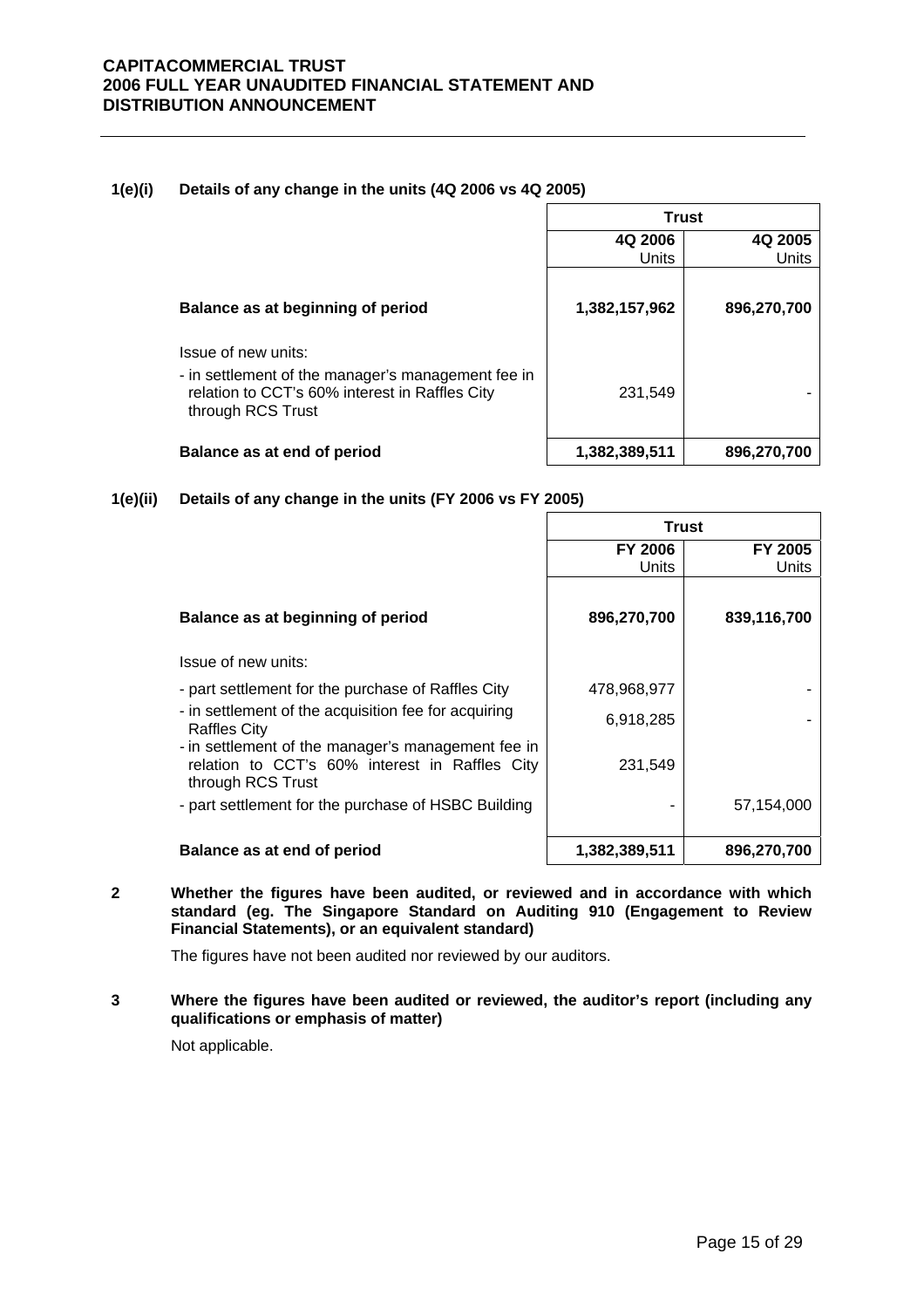**1(e)(i) Details of any change in the units (4Q 2006 vs 4Q 2005)**

| | Trust | |
|---|---|---|
| | **4Q 2006** Units | **4Q 2005** Units |
| **Balance as at beginning of period** | **1,382,157,962** | **896,270,700** |
| Issue of new units: | | |
| - in settlement of the manager's management fee in relation to CCT's 60% interest in Raffles City through RCS Trust | 231,549 | - |
| **Balance as at end of period** | **1,382,389,511** | **896,270,700** |

**1(e)(ii) Details of any change in the units (FY 2006 vs FY 2005)**

| | Trust | |
|---|---|---|
| | **FY 2006** Units | **FY 2005** Units |
| **Balance as at beginning of period** | **896,270,700** | **839,116,700** |
| Issue of new units: | | |
| - part settlement for the purchase of Raffles City | 478,968,977 | - |
| - in settlement of the acquisition fee for acquiring Raffles City | 6,918,285 | - |
| - in settlement of the manager's management fee in relation to CCT's 60% interest in Raffles City through RCS Trust | 231,549 | |
| - part settlement for the purchase of HSBC Building | - | 57,154,000 |
| **Balance as at end of period** | **1,382,389,511** | **896,270,700** |

**2 Whether the figures have been audited, or reviewed and in accordance with which standard (eg. The Singapore Standard on Auditing 910 (Engagement to Review Financial Statements), or an equivalent standard)**

The figures have not been audited nor reviewed by our auditors.

**3 Where the figures have been audited or reviewed, the auditor's report (including any qualifications or emphasis of matter)**

Not applicable.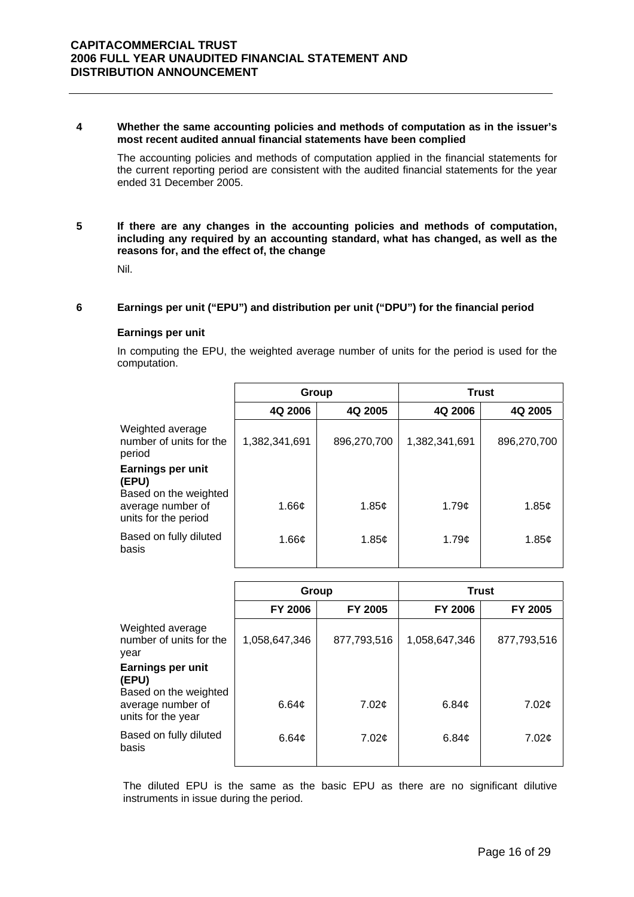## 4 Whether the same accounting policies and methods of computation as in the issuer's most recent audited annual financial statements have been complied

The accounting policies and methods of computation applied in the financial statements for the current reporting period are consistent with the audited financial statements for the year ended 31 December 2005.

## 5 If there are any changes in the accounting policies and methods of computation, including any required by an accounting standard, what has changed, as well as the reasons for, and the effect of, the change

Nil.

## 6 Earnings per unit ("EPU") and distribution per unit ("DPU") for the financial period

**Earnings per unit**

In computing the EPU, the weighted average number of units for the period is used for the computation.

| | Group | | Trust | |
|---|---|---|---|---|
| | **4Q 2006** | **4Q 2005** | **4Q 2006** | **4Q 2005** |
| Weighted average number of units for the period | 1,382,341,691 | 896,270,700 | 1,382,341,691 | 896,270,700 |
| **Earnings per unit (EPU)** | | | | |
| Based on the weighted average number of units for the period | 1.66¢ | 1.85¢ | 1.79¢ | 1.85¢ |
| Based on fully diluted basis | 1.66¢ | 1.85¢ | 1.79¢ | 1.85¢ |

| | Group | | Trust | |
|---|---|---|---|---|
| | **FY 2006** | **FY 2005** | **FY 2006** | **FY 2005** |
| Weighted average number of units for the year | 1,058,647,346 | 877,793,516 | 1,058,647,346 | 877,793,516 |
| **Earnings per unit (EPU)** | | | | |
| Based on the weighted average number of units for the year | 6.64¢ | 7.02¢ | 6.84¢ | 7.02¢ |
| Based on fully diluted basis | 6.64¢ | 7.02¢ | 6.84¢ | 7.02¢ |

The diluted EPU is the same as the basic EPU as there are no significant dilutive instruments in issue during the period.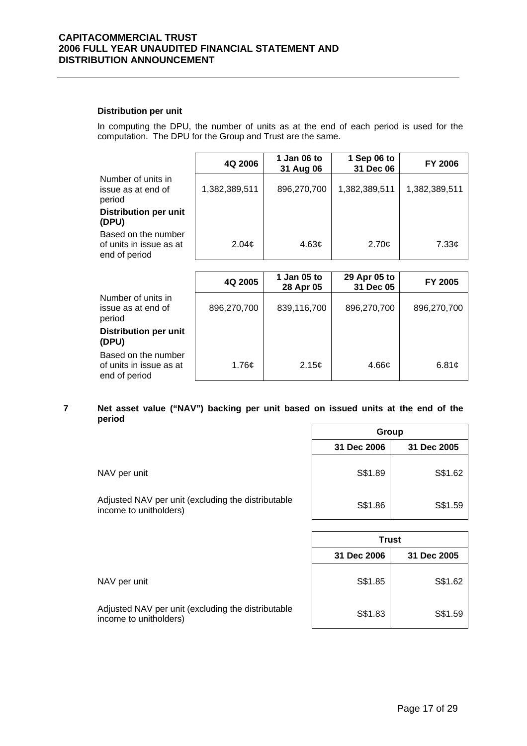**Distribution per unit**

In computing the DPU, the number of units as at the end of each period is used for the computation. The DPU for the Group and Trust are the same.

| | 4Q 2006 | 1 Jan 06 to 31 Aug 06 | 1 Sep 06 to 31 Dec 06 | FY 2006 |
|---|---|---|---|---|
| Number of units in issue as at end of period | 1,382,389,511 | 896,270,700 | 1,382,389,511 | 1,382,389,511 |
| **Distribution per unit (DPU)** | | | | |
| Based on the number of units in issue as at end of period | 2.04¢ | 4.63¢ | 2.70¢ | 7.33¢ |

| | 4Q 2005 | 1 Jan 05 to 28 Apr 05 | 29 Apr 05 to 31 Dec 05 | FY 2005 |
|---|---|---|---|---|
| Number of units in issue as at end of period | 896,270,700 | 839,116,700 | 896,270,700 | 896,270,700 |
| **Distribution per unit (DPU)** | | | | |
| Based on the number of units in issue as at end of period | 1.76¢ | 2.15¢ | 4.66¢ | 6.81¢ |

**7 Net asset value ("NAV") backing per unit based on issued units at the end of the period**

| | Group | |
|---|---|---|
| | 31 Dec 2006 | 31 Dec 2005 |
| NAV per unit | S$1.89 | S$1.62 |
| Adjusted NAV per unit (excluding the distributable income to unitholders) | S$1.86 | S$1.59 |

| | Trust | |
|---|---|---|
| | 31 Dec 2006 | 31 Dec 2005 |
| NAV per unit | S$1.85 | S$1.62 |
| Adjusted NAV per unit (excluding the distributable income to unitholders) | S$1.83 | S$1.59 |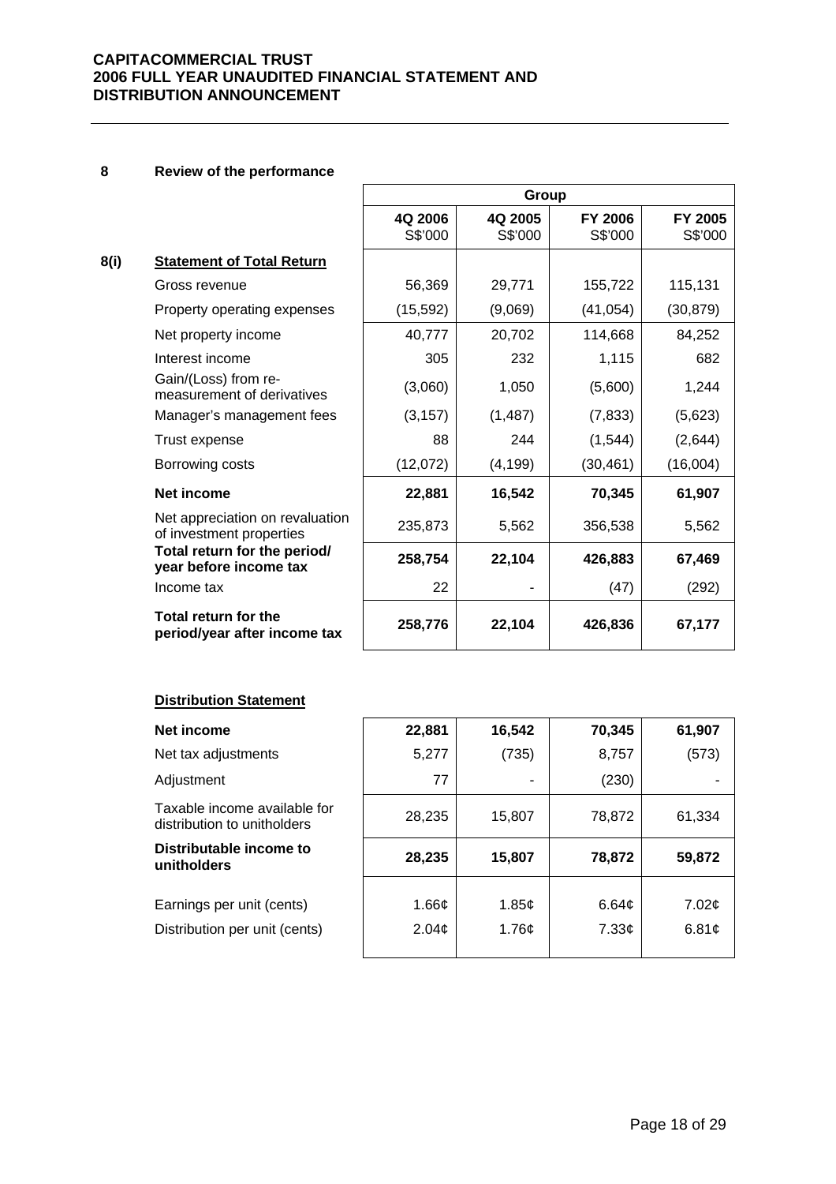## 8 Review of the performance

### 8(i) Statement of Total Return

| | Group | | | |
|---|---|---|---|---|
| | 4Q 2006 S$'000 | 4Q 2005 S$'000 | FY 2006 S$'000 | FY 2005 S$'000 |
| Gross revenue | 56,369 | 29,771 | 155,722 | 115,131 |
| Property operating expenses | (15,592) | (9,069) | (41,054) | (30,879) |
| Net property income | 40,777 | 20,702 | 114,668 | 84,252 |
| Interest income | 305 | 232 | 1,115 | 682 |
| Gain/(Loss) from re-measurement of derivatives | (3,060) | 1,050 | (5,600) | 1,244 |
| Manager's management fees | (3,157) | (1,487) | (7,833) | (5,623) |
| Trust expense | 88 | 244 | (1,544) | (2,644) |
| Borrowing costs | (12,072) | (4,199) | (30,461) | (16,004) |
| **Net income** | **22,881** | **16,542** | **70,345** | **61,907** |
| Net appreciation on revaluation of investment properties | 235,873 | 5,562 | 356,538 | 5,562 |
| **Total return for the period/ year before income tax** | **258,754** | **22,104** | **426,883** | **67,469** |
| Income tax | 22 | - | (47) | (292) |
| **Total return for the period/year after income tax** | **258,776** | **22,104** | **426,836** | **67,177** |

**Distribution Statement**

| | 4Q 2006 S$'000 | 4Q 2005 S$'000 | FY 2006 S$'000 | FY 2005 S$'000 |
|---|---|---|---|---|
| **Net income** | **22,881** | **16,542** | **70,345** | **61,907** |
| Net tax adjustments | 5,277 | (735) | 8,757 | (573) |
| Adjustment | 77 | - | (230) | - |
| Taxable income available for distribution to unitholders | 28,235 | 15,807 | 78,872 | 61,334 |
| **Distributable income to unitholders** | **28,235** | **15,807** | **78,872** | **59,872** |
| Earnings per unit (cents) | 1.66¢ | 1.85¢ | 6.64¢ | 7.02¢ |
| Distribution per unit (cents) | 2.04¢ | 1.76¢ | 7.33¢ | 6.81¢ |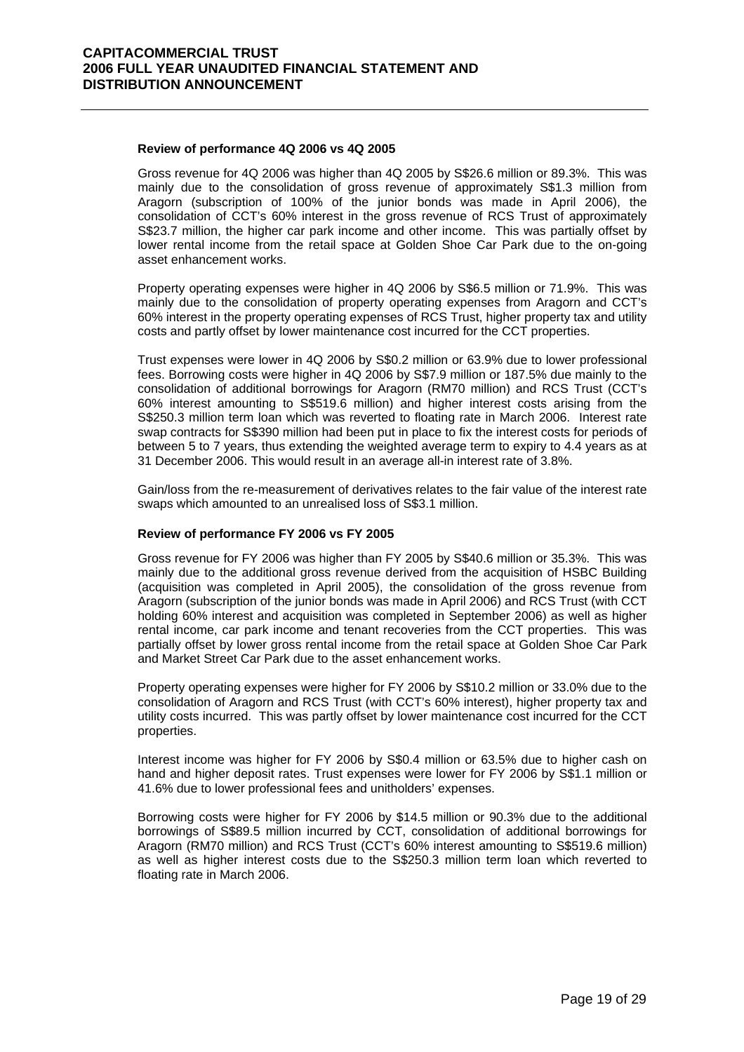#### Review of performance 4Q 2006 vs 4Q 2005

Gross revenue for 4Q 2006 was higher than 4Q 2005 by S$26.6 million or 89.3%. This was mainly due to the consolidation of gross revenue of approximately S$1.3 million from Aragorn (subscription of 100% of the junior bonds was made in April 2006), the consolidation of CCT's 60% interest in the gross revenue of RCS Trust of approximately S$23.7 million, the higher car park income and other income. This was partially offset by lower rental income from the retail space at Golden Shoe Car Park due to the on-going asset enhancement works.

Property operating expenses were higher in 4Q 2006 by S$6.5 million or 71.9%. This was mainly due to the consolidation of property operating expenses from Aragorn and CCT's 60% interest in the property operating expenses of RCS Trust, higher property tax and utility costs and partly offset by lower maintenance cost incurred for the CCT properties.

Trust expenses were lower in 4Q 2006 by S$0.2 million or 63.9% due to lower professional fees. Borrowing costs were higher in 4Q 2006 by S$7.9 million or 187.5% due mainly to the consolidation of additional borrowings for Aragorn (RM70 million) and RCS Trust (CCT's 60% interest amounting to S$519.6 million) and higher interest costs arising from the S$250.3 million term loan which was reverted to floating rate in March 2006. Interest rate swap contracts for S$390 million had been put in place to fix the interest costs for periods of between 5 to 7 years, thus extending the weighted average term to expiry to 4.4 years as at 31 December 2006. This would result in an average all-in interest rate of 3.8%.

Gain/loss from the re-measurement of derivatives relates to the fair value of the interest rate swaps which amounted to an unrealised loss of S$3.1 million.

#### Review of performance FY 2006 vs FY 2005

Gross revenue for FY 2006 was higher than FY 2005 by S$40.6 million or 35.3%. This was mainly due to the additional gross revenue derived from the acquisition of HSBC Building (acquisition was completed in April 2005), the consolidation of the gross revenue from Aragorn (subscription of the junior bonds was made in April 2006) and RCS Trust (with CCT holding 60% interest and acquisition was completed in September 2006) as well as higher rental income, car park income and tenant recoveries from the CCT properties. This was partially offset by lower gross rental income from the retail space at Golden Shoe Car Park and Market Street Car Park due to the asset enhancement works.

Property operating expenses were higher for FY 2006 by S$10.2 million or 33.0% due to the consolidation of Aragorn and RCS Trust (with CCT's 60% interest), higher property tax and utility costs incurred. This was partly offset by lower maintenance cost incurred for the CCT properties.

Interest income was higher for FY 2006 by S$0.4 million or 63.5% due to higher cash on hand and higher deposit rates. Trust expenses were lower for FY 2006 by S$1.1 million or 41.6% due to lower professional fees and unitholders' expenses.

Borrowing costs were higher for FY 2006 by $14.5 million or 90.3% due to the additional borrowings of S$89.5 million incurred by CCT, consolidation of additional borrowings for Aragorn (RM70 million) and RCS Trust (CCT's 60% interest amounting to S$519.6 million) as well as higher interest costs due to the S$250.3 million term loan which reverted to floating rate in March 2006.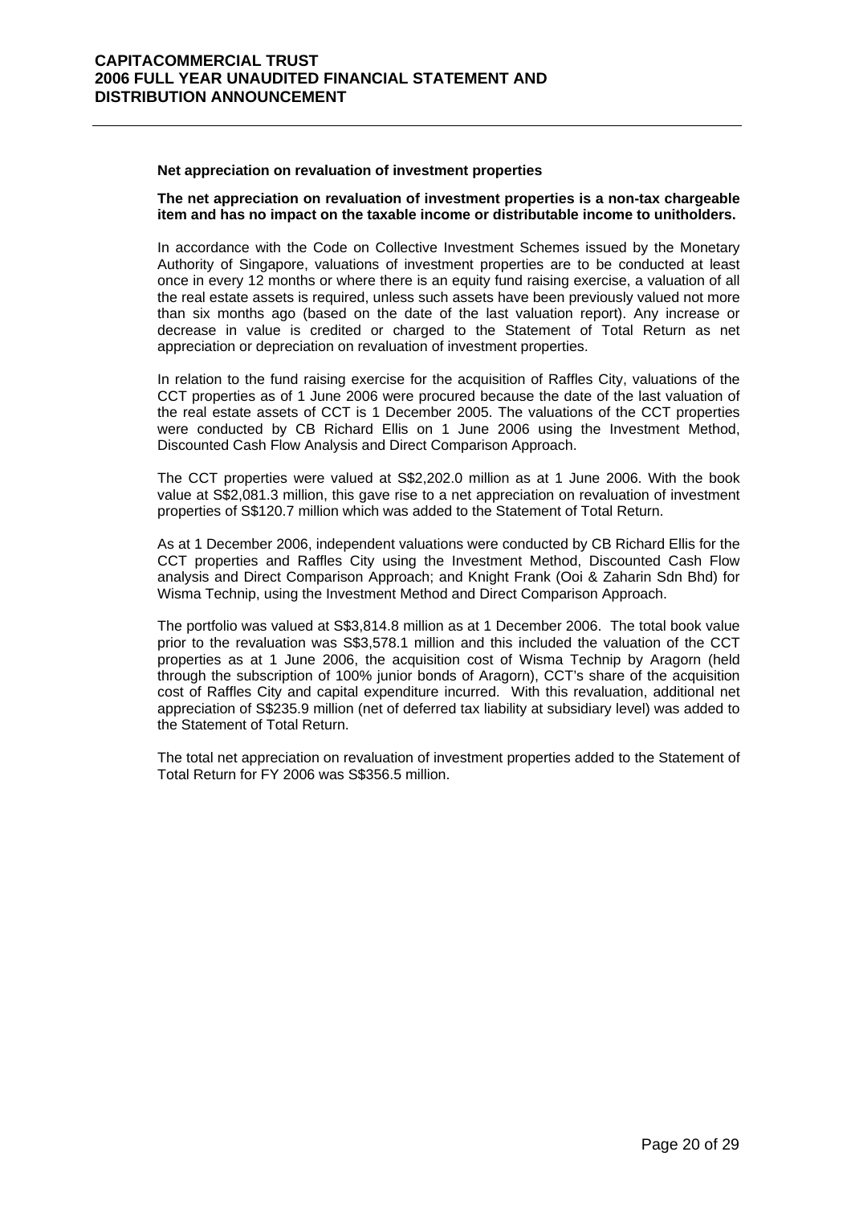**Net appreciation on revaluation of investment properties**

**The net appreciation on revaluation of investment properties is a non-tax chargeable item and has no impact on the taxable income or distributable income to unitholders.**

In accordance with the Code on Collective Investment Schemes issued by the Monetary Authority of Singapore, valuations of investment properties are to be conducted at least once in every 12 months or where there is an equity fund raising exercise, a valuation of all the real estate assets is required, unless such assets have been previously valued not more than six months ago (based on the date of the last valuation report). Any increase or decrease in value is credited or charged to the Statement of Total Return as net appreciation or depreciation on revaluation of investment properties.

In relation to the fund raising exercise for the acquisition of Raffles City, valuations of the CCT properties as of 1 June 2006 were procured because the date of the last valuation of the real estate assets of CCT is 1 December 2005. The valuations of the CCT properties were conducted by CB Richard Ellis on 1 June 2006 using the Investment Method, Discounted Cash Flow Analysis and Direct Comparison Approach.

The CCT properties were valued at S$2,202.0 million as at 1 June 2006. With the book value at S$2,081.3 million, this gave rise to a net appreciation on revaluation of investment properties of S$120.7 million which was added to the Statement of Total Return.

As at 1 December 2006, independent valuations were conducted by CB Richard Ellis for the CCT properties and Raffles City using the Investment Method, Discounted Cash Flow analysis and Direct Comparison Approach; and Knight Frank (Ooi & Zaharin Sdn Bhd) for Wisma Technip, using the Investment Method and Direct Comparison Approach.

The portfolio was valued at S$3,814.8 million as at 1 December 2006. The total book value prior to the revaluation was S$3,578.1 million and this included the valuation of the CCT properties as at 1 June 2006, the acquisition cost of Wisma Technip by Aragorn (held through the subscription of 100% junior bonds of Aragorn), CCT's share of the acquisition cost of Raffles City and capital expenditure incurred. With this revaluation, additional net appreciation of S$235.9 million (net of deferred tax liability at subsidiary level) was added to the Statement of Total Return.

The total net appreciation on revaluation of investment properties added to the Statement of Total Return for FY 2006 was S$356.5 million.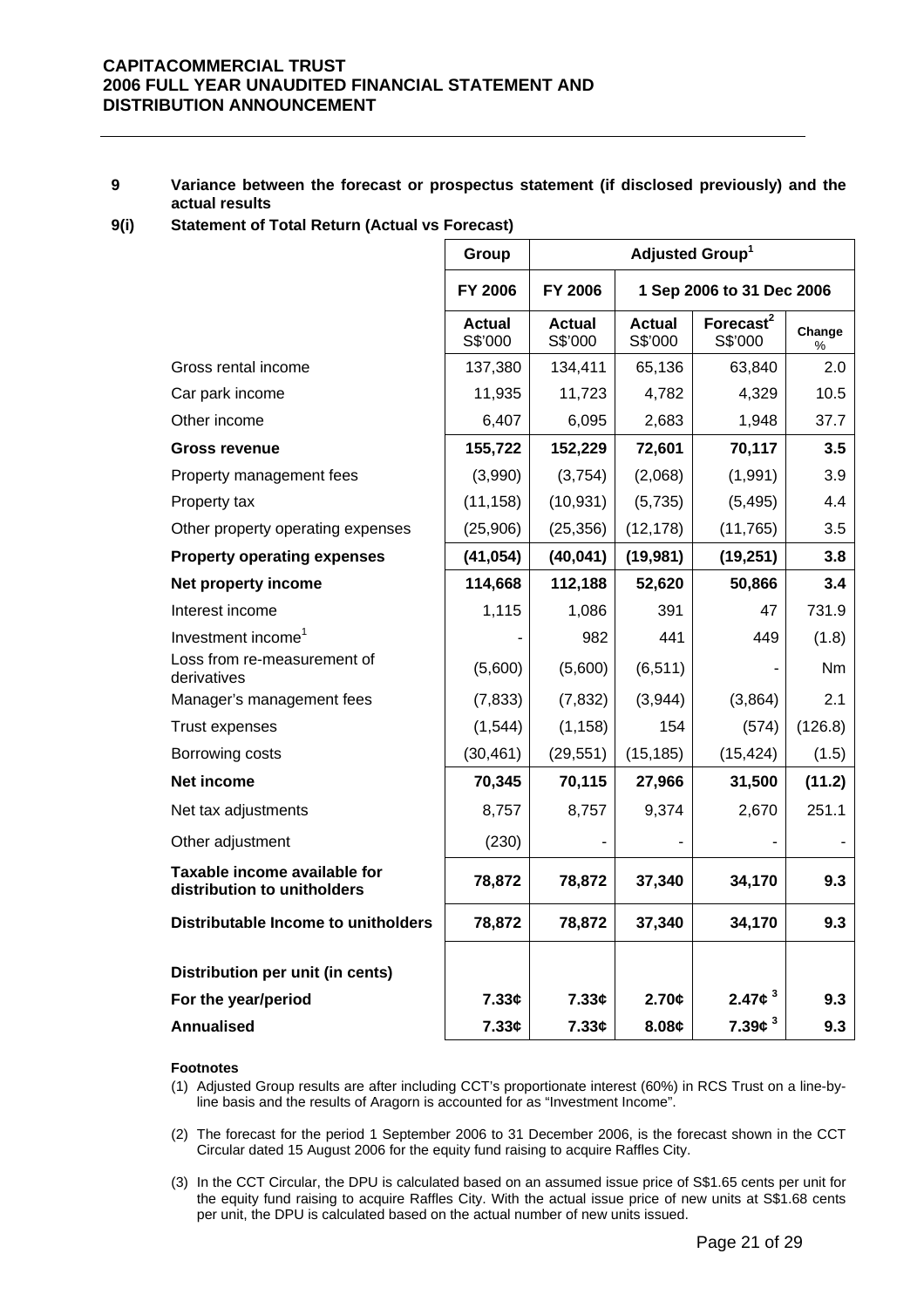## 9 Variance between the forecast or prospectus statement (if disclosed previously) and the actual results

### 9(i) Statement of Total Return (Actual vs Forecast)

| | Group | Adjusted Group[1] | | | |
|---|---|---|---|---|---|
| | FY 2006 | FY 2006 | 1 Sep 2006 to 31 Dec 2006 | | |
| | Actual S$'000 | Actual S$'000 | Actual S$'000 | Forecast[2] S$'000 | Change % |
| Gross rental income | 137,380 | 134,411 | 65,136 | 63,840 | 2.0 |
| Car park income | 11,935 | 11,723 | 4,782 | 4,329 | 10.5 |
| Other income | 6,407 | 6,095 | 2,683 | 1,948 | 37.7 |
| **Gross revenue** | **155,722** | **152,229** | **72,601** | **70,117** | **3.5** |
| Property management fees | (3,990) | (3,754) | (2,068) | (1,991) | 3.9 |
| Property tax | (11,158) | (10,931) | (5,735) | (5,495) | 4.4 |
| Other property operating expenses | (25,906) | (25,356) | (12,178) | (11,765) | 3.5 |
| **Property operating expenses** | **(41,054)** | **(40,041)** | **(19,981)** | **(19,251)** | **3.8** |
| **Net property income** | **114,668** | **112,188** | **52,620** | **50,866** | **3.4** |
| Interest income | 1,115 | 1,086 | 391 | 47 | 731.9 |
| Investment income[1] | - | 982 | 441 | 449 | (1.8) |
| Loss from re-measurement of derivatives | (5,600) | (5,600) | (6,511) | - | Nm |
| Manager's management fees | (7,833) | (7,832) | (3,944) | (3,864) | 2.1 |
| Trust expenses | (1,544) | (1,158) | 154 | (574) | (126.8) |
| Borrowing costs | (30,461) | (29,551) | (15,185) | (15,424) | (1.5) |
| **Net income** | **70,345** | **70,115** | **27,966** | **31,500** | **(11.2)** |
| Net tax adjustments | 8,757 | 8,757 | 9,374 | 2,670 | 251.1 |
| Other adjustment | (230) | - | - | - | - |
| **Taxable income available for distribution to unitholders** | **78,872** | **78,872** | **37,340** | **34,170** | **9.3** |
| **Distributable Income to unitholders** | **78,872** | **78,872** | **37,340** | **34,170** | **9.3** |
| **Distribution per unit (in cents)** | | | | | |
| **For the year/period** | **7.33¢** | **7.33¢** | **2.70¢** | **2.47¢ [3]** | **9.3** |
| **Annualised** | **7.33¢** | **7.33¢** | **8.08¢** | **7.39¢ [3]** | **9.3** |

**Footnotes**

(1) Adjusted Group results are after including CCT's proportionate interest (60%) in RCS Trust on a line-by-line basis and the results of Aragorn is accounted for as "Investment Income".

(2) The forecast for the period 1 September 2006 to 31 December 2006, is the forecast shown in the CCT Circular dated 15 August 2006 for the equity fund raising to acquire Raffles City.

(3) In the CCT Circular, the DPU is calculated based on an assumed issue price of S$1.65 cents per unit for the equity fund raising to acquire Raffles City. With the actual issue price of new units at S$1.68 cents per unit, the DPU is calculated based on the actual number of new units issued.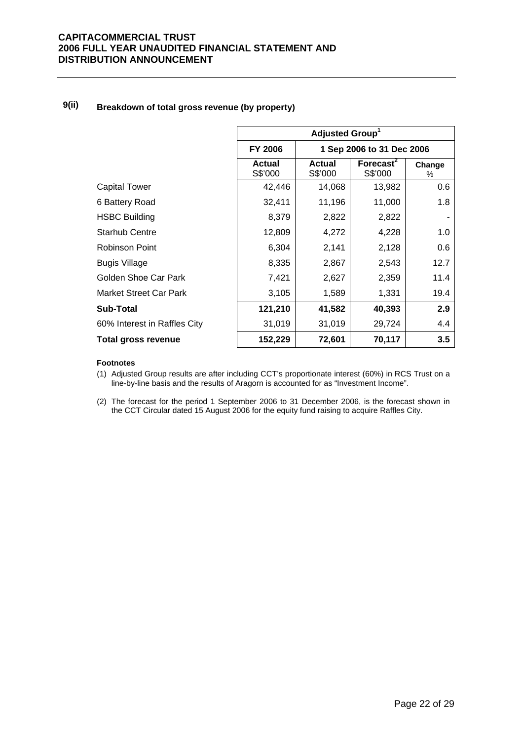## 9(ii) Breakdown of total gross revenue (by property)

| | Adjusted Group[1] | | | |
|---|---|---|---|---|
| | FY 2006 | 1 Sep 2006 to 31 Dec 2006 | | |
| | **Actual** S$'000 | **Actual** S$'000 | **Forecast[2]** S$'000 | **Change** % |
| Capital Tower | 42,446 | 14,068 | 13,982 | 0.6 |
| 6 Battery Road | 32,411 | 11,196 | 11,000 | 1.8 |
| HSBC Building | 8,379 | 2,822 | 2,822 | - |
| Starhub Centre | 12,809 | 4,272 | 4,228 | 1.0 |
| Robinson Point | 6,304 | 2,141 | 2,128 | 0.6 |
| Bugis Village | 8,335 | 2,867 | 2,543 | 12.7 |
| Golden Shoe Car Park | 7,421 | 2,627 | 2,359 | 11.4 |
| Market Street Car Park | 3,105 | 1,589 | 1,331 | 19.4 |
| **Sub-Total** | **121,210** | **41,582** | **40,393** | **2.9** |
| 60% Interest in Raffles City | 31,019 | 31,019 | 29,724 | 4.4 |
| **Total gross revenue** | **152,229** | **72,601** | **70,117** | **3.5** |

**Footnotes**

(1) Adjusted Group results are after including CCT's proportionate interest (60%) in RCS Trust on a line-by-line basis and the results of Aragorn is accounted for as "Investment Income".

(2) The forecast for the period 1 September 2006 to 31 December 2006, is the forecast shown in the CCT Circular dated 15 August 2006 for the equity fund raising to acquire Raffles City.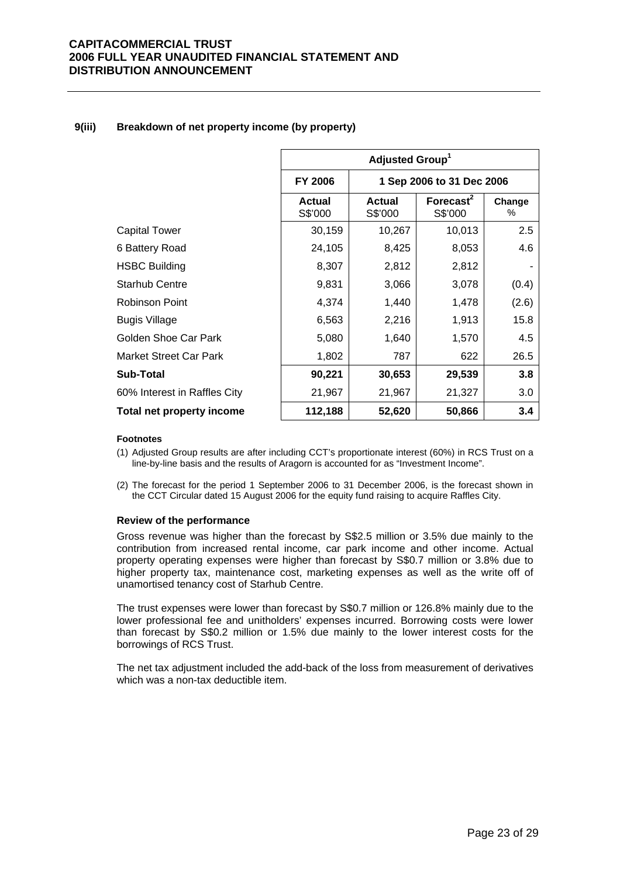### 9(iii) Breakdown of net property income (by property)

| | Adjusted Group[1] | | | |
|---|---|---|---|---|
| | FY 2006 | 1 Sep 2006 to 31 Dec 2006 | | |
| | Actual S$'000 | Actual S$'000 | Forecast[2] S$'000 | Change % |
| Capital Tower | 30,159 | 10,267 | 10,013 | 2.5 |
| 6 Battery Road | 24,105 | 8,425 | 8,053 | 4.6 |
| HSBC Building | 8,307 | 2,812 | 2,812 | - |
| Starhub Centre | 9,831 | 3,066 | 3,078 | (0.4) |
| Robinson Point | 4,374 | 1,440 | 1,478 | (2.6) |
| Bugis Village | 6,563 | 2,216 | 1,913 | 15.8 |
| Golden Shoe Car Park | 5,080 | 1,640 | 1,570 | 4.5 |
| Market Street Car Park | 1,802 | 787 | 622 | 26.5 |
| **Sub-Total** | **90,221** | **30,653** | **29,539** | **3.8** |
| 60% Interest in Raffles City | 21,967 | 21,967 | 21,327 | 3.0 |
| **Total net property income** | **112,188** | **52,620** | **50,866** | **3.4** |

**Footnotes**

(1) Adjusted Group results are after including CCT's proportionate interest (60%) in RCS Trust on a line-by-line basis and the results of Aragorn is accounted for as "Investment Income".

(2) The forecast for the period 1 September 2006 to 31 December 2006, is the forecast shown in the CCT Circular dated 15 August 2006 for the equity fund raising to acquire Raffles City.

**Review of the performance**

Gross revenue was higher than the forecast by S$2.5 million or 3.5% due mainly to the contribution from increased rental income, car park income and other income. Actual property operating expenses were higher than forecast by S$0.7 million or 3.8% due to higher property tax, maintenance cost, marketing expenses as well as the write off of unamortised tenancy cost of Starhub Centre.

The trust expenses were lower than forecast by S$0.7 million or 126.8% mainly due to the lower professional fee and unitholders' expenses incurred. Borrowing costs were lower than forecast by S$0.2 million or 1.5% due mainly to the lower interest costs for the borrowings of RCS Trust.

The net tax adjustment included the add-back of the loss from measurement of derivatives which was a non-tax deductible item.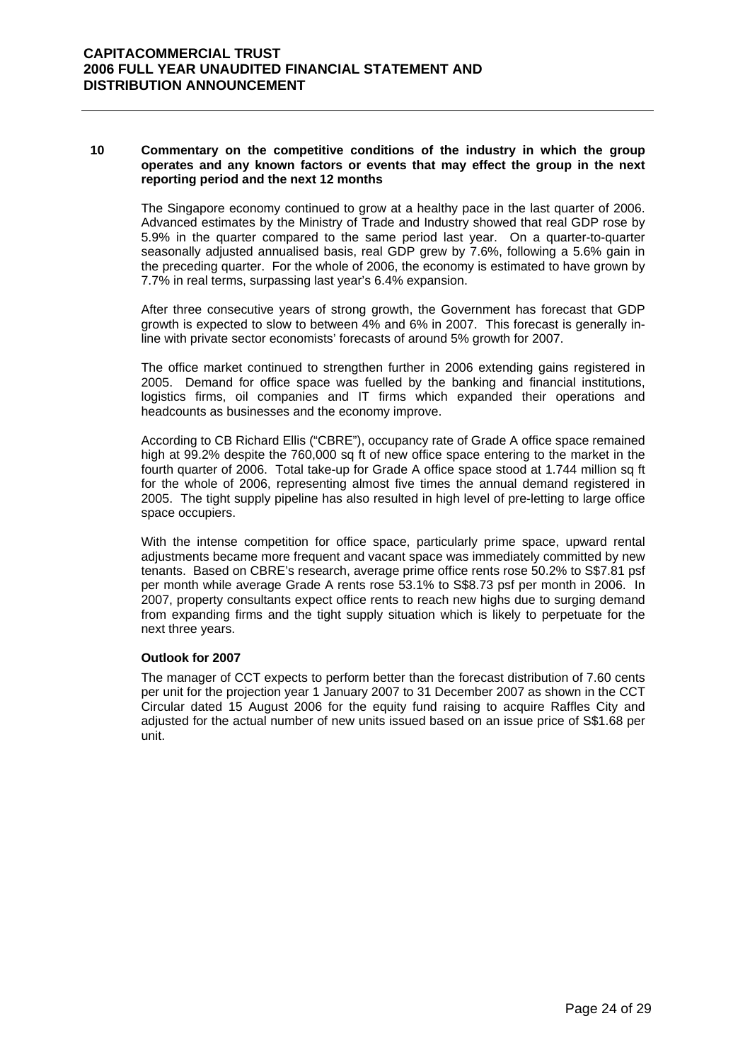## 10 Commentary on the competitive conditions of the industry in which the group operates and any known factors or events that may effect the group in the next reporting period and the next 12 months

The Singapore economy continued to grow at a healthy pace in the last quarter of 2006. Advanced estimates by the Ministry of Trade and Industry showed that real GDP rose by 5.9% in the quarter compared to the same period last year. On a quarter-to-quarter seasonally adjusted annualised basis, real GDP grew by 7.6%, following a 5.6% gain in the preceding quarter. For the whole of 2006, the economy is estimated to have grown by 7.7% in real terms, surpassing last year's 6.4% expansion.

After three consecutive years of strong growth, the Government has forecast that GDP growth is expected to slow to between 4% and 6% in 2007. This forecast is generally in-line with private sector economists' forecasts of around 5% growth for 2007.

The office market continued to strengthen further in 2006 extending gains registered in 2005. Demand for office space was fuelled by the banking and financial institutions, logistics firms, oil companies and IT firms which expanded their operations and headcounts as businesses and the economy improve.

According to CB Richard Ellis ("CBRE"), occupancy rate of Grade A office space remained high at 99.2% despite the 760,000 sq ft of new office space entering to the market in the fourth quarter of 2006. Total take-up for Grade A office space stood at 1.744 million sq ft for the whole of 2006, representing almost five times the annual demand registered in 2005. The tight supply pipeline has also resulted in high level of pre-letting to large office space occupiers.

With the intense competition for office space, particularly prime space, upward rental adjustments became more frequent and vacant space was immediately committed by new tenants. Based on CBRE's research, average prime office rents rose 50.2% to S$7.81 psf per month while average Grade A rents rose 53.1% to S$8.73 psf per month in 2006. In 2007, property consultants expect office rents to reach new highs due to surging demand from expanding firms and the tight supply situation which is likely to perpetuate for the next three years.

**Outlook for 2007**

The manager of CCT expects to perform better than the forecast distribution of 7.60 cents per unit for the projection year 1 January 2007 to 31 December 2007 as shown in the CCT Circular dated 15 August 2006 for the equity fund raising to acquire Raffles City and adjusted for the actual number of new units issued based on an issue price of S$1.68 per unit.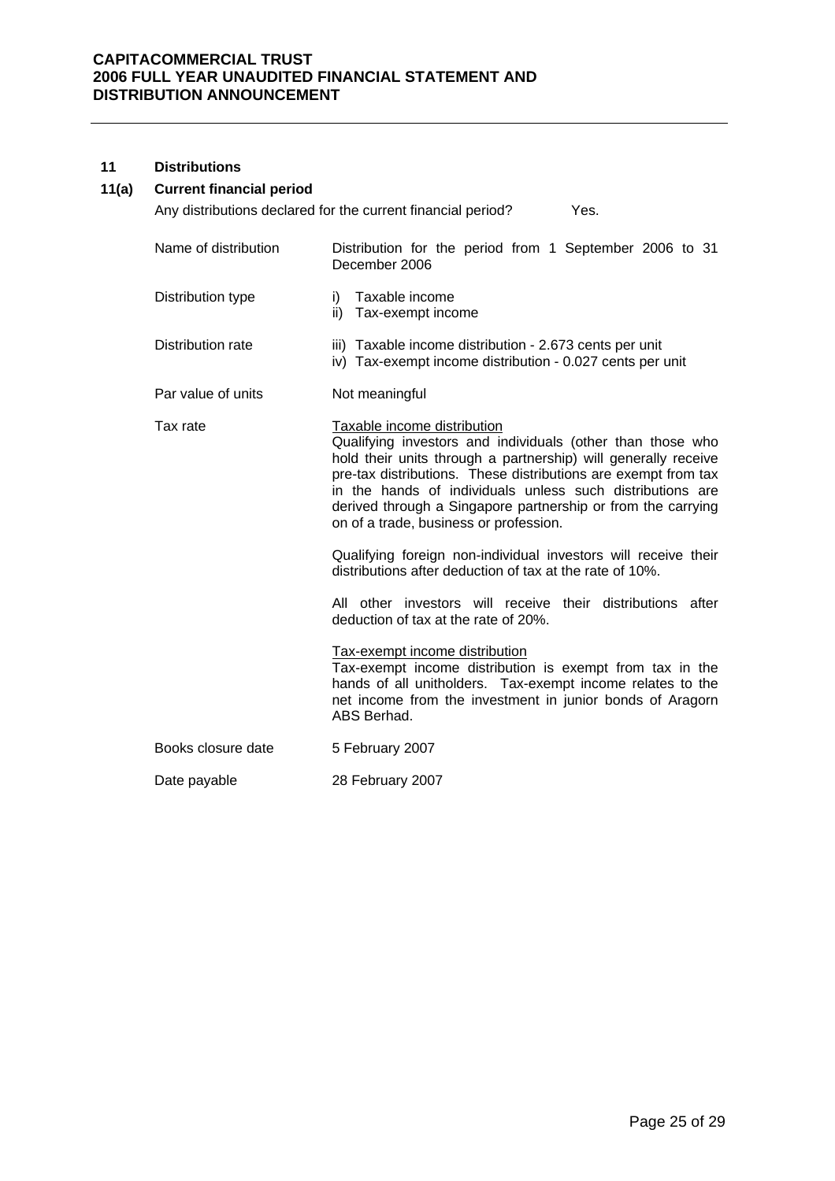## 11 Distributions

### 11(a) Current financial period

Any distributions declared for the current financial period? Yes.

| | |
|---|---|
| Name of distribution | Distribution for the period from 1 September 2006 to 31 December 2006 |
| Distribution type | i) Taxable income<br>ii) Tax-exempt income |
| Distribution rate | iii) Taxable income distribution - 2.673 cents per unit<br>iv) Tax-exempt income distribution - 0.027 cents per unit |
| Par value of units | Not meaningful |
| Tax rate | <u>Taxable income distribution</u><br>Qualifying investors and individuals (other than those who hold their units through a partnership) will generally receive pre-tax distributions. These distributions are exempt from tax in the hands of individuals unless such distributions are derived through a Singapore partnership or from the carrying on of a trade, business or profession.<br><br>Qualifying foreign non-individual investors will receive their distributions after deduction of tax at the rate of 10%.<br><br>All other investors will receive their distributions after deduction of tax at the rate of 20%.<br><br><u>Tax-exempt income distribution</u><br>Tax-exempt income distribution is exempt from tax in the hands of all unitholders. Tax-exempt income relates to the net income from the investment in junior bonds of Aragorn ABS Berhad. |
| Books closure date | 5 February 2007 |
| Date payable | 28 February 2007 |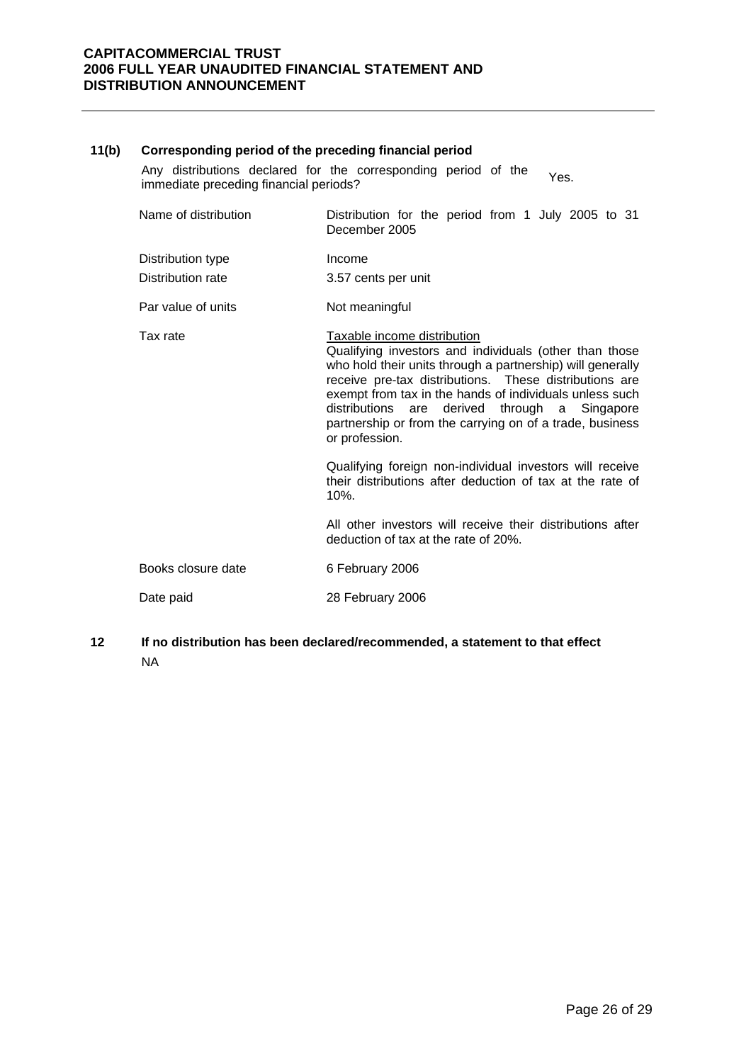**11(b) Corresponding period of the preceding financial period**

| | |
|---|---|
| Any distributions declared for the corresponding period of the immediate preceding financial periods? | Yes. |
| Name of distribution | Distribution for the period from 1 July 2005 to 31 December 2005 |
| Distribution type | Income |
| Distribution rate | 3.57 cents per unit |
| Par value of units | Not meaningful |
| Tax rate | <u>Taxable income distribution</u><br>Qualifying investors and individuals (other than those who hold their units through a partnership) will generally receive pre-tax distributions. These distributions are exempt from tax in the hands of individuals unless such distributions are derived through a Singapore partnership or from the carrying on of a trade, business or profession.<br><br>Qualifying foreign non-individual investors will receive their distributions after deduction of tax at the rate of 10%.<br><br>All other investors will receive their distributions after deduction of tax at the rate of 20%. |
| Books closure date | 6 February 2006 |
| Date paid | 28 February 2006 |

**12 If no distribution has been declared/recommended, a statement to that effect**

NA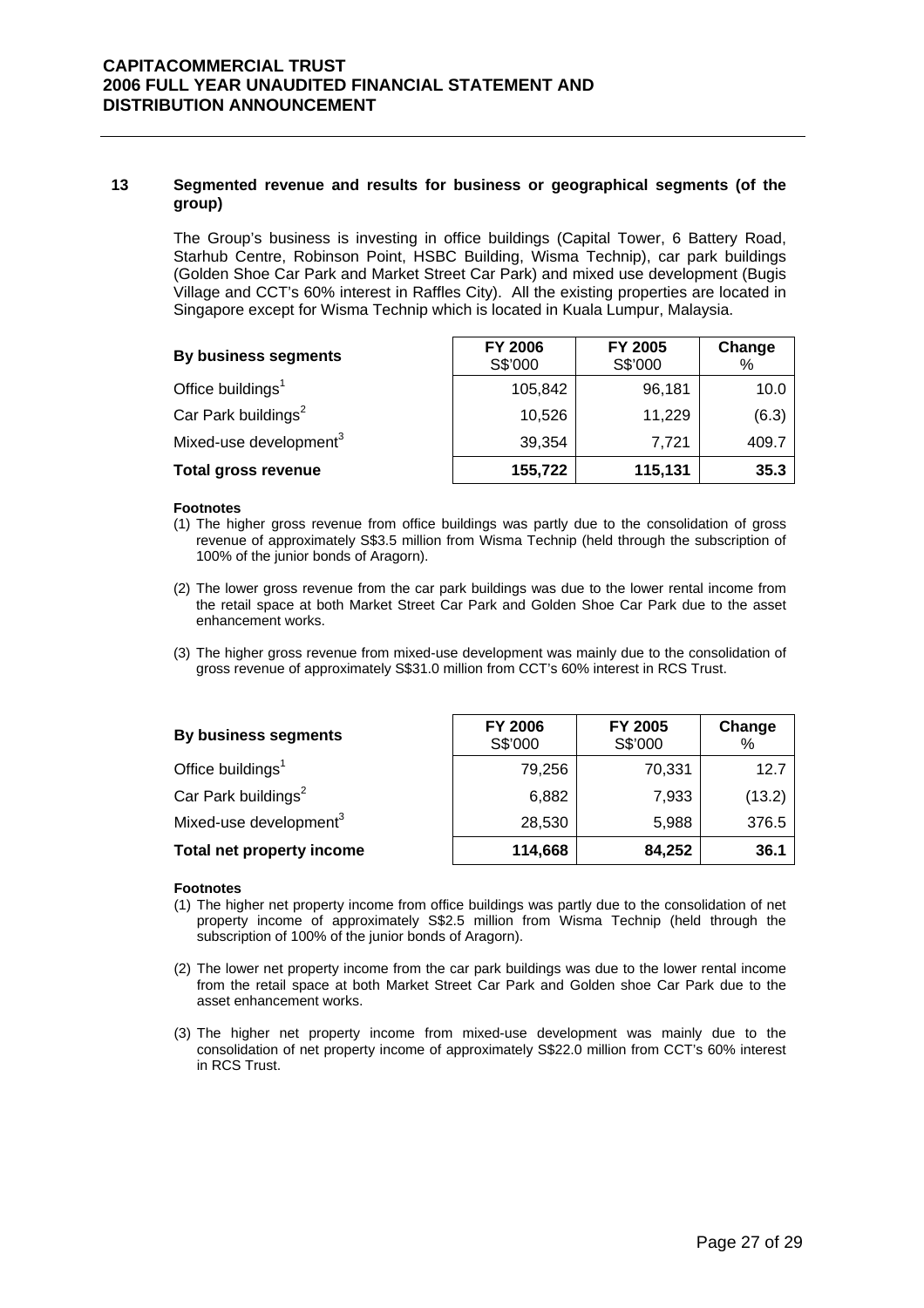## 13 Segmented revenue and results for business or geographical segments (of the group)

The Group's business is investing in office buildings (Capital Tower, 6 Battery Road, Starhub Centre, Robinson Point, HSBC Building, Wisma Technip), car park buildings (Golden Shoe Car Park and Market Street Car Park) and mixed use development (Bugis Village and CCT's 60% interest in Raffles City). All the existing properties are located in Singapore except for Wisma Technip which is located in Kuala Lumpur, Malaysia.

| By business segments | FY 2006 S$'000 | FY 2005 S$'000 | Change % |
|---|---|---|---|
| Office buildings[1] | 105,842 | 96,181 | 10.0 |
| Car Park buildings[2] | 10,526 | 11,229 | (6.3) |
| Mixed-use development[3] | 39,354 | 7,721 | 409.7 |
| **Total gross revenue** | **155,722** | **115,131** | **35.3** |

**Footnotes**

(1) The higher gross revenue from office buildings was partly due to the consolidation of gross revenue of approximately S$3.5 million from Wisma Technip (held through the subscription of 100% of the junior bonds of Aragorn).

(2) The lower gross revenue from the car park buildings was due to the lower rental income from the retail space at both Market Street Car Park and Golden Shoe Car Park due to the asset enhancement works.

(3) The higher gross revenue from mixed-use development was mainly due to the consolidation of gross revenue of approximately S$31.0 million from CCT's 60% interest in RCS Trust.

| By business segments | FY 2006 S$'000 | FY 2005 S$'000 | Change % |
|---|---|---|---|
| Office buildings[1] | 79,256 | 70,331 | 12.7 |
| Car Park buildings[2] | 6,882 | 7,933 | (13.2) |
| Mixed-use development[3] | 28,530 | 5,988 | 376.5 |
| **Total net property income** | **114,668** | **84,252** | **36.1** |

**Footnotes**

(1) The higher net property income from office buildings was partly due to the consolidation of net property income of approximately S$2.5 million from Wisma Technip (held through the subscription of 100% of the junior bonds of Aragorn).

(2) The lower net property income from the car park buildings was due to the lower rental income from the retail space at both Market Street Car Park and Golden shoe Car Park due to the asset enhancement works.

(3) The higher net property income from mixed-use development was mainly due to the consolidation of net property income of approximately S$22.0 million from CCT's 60% interest in RCS Trust.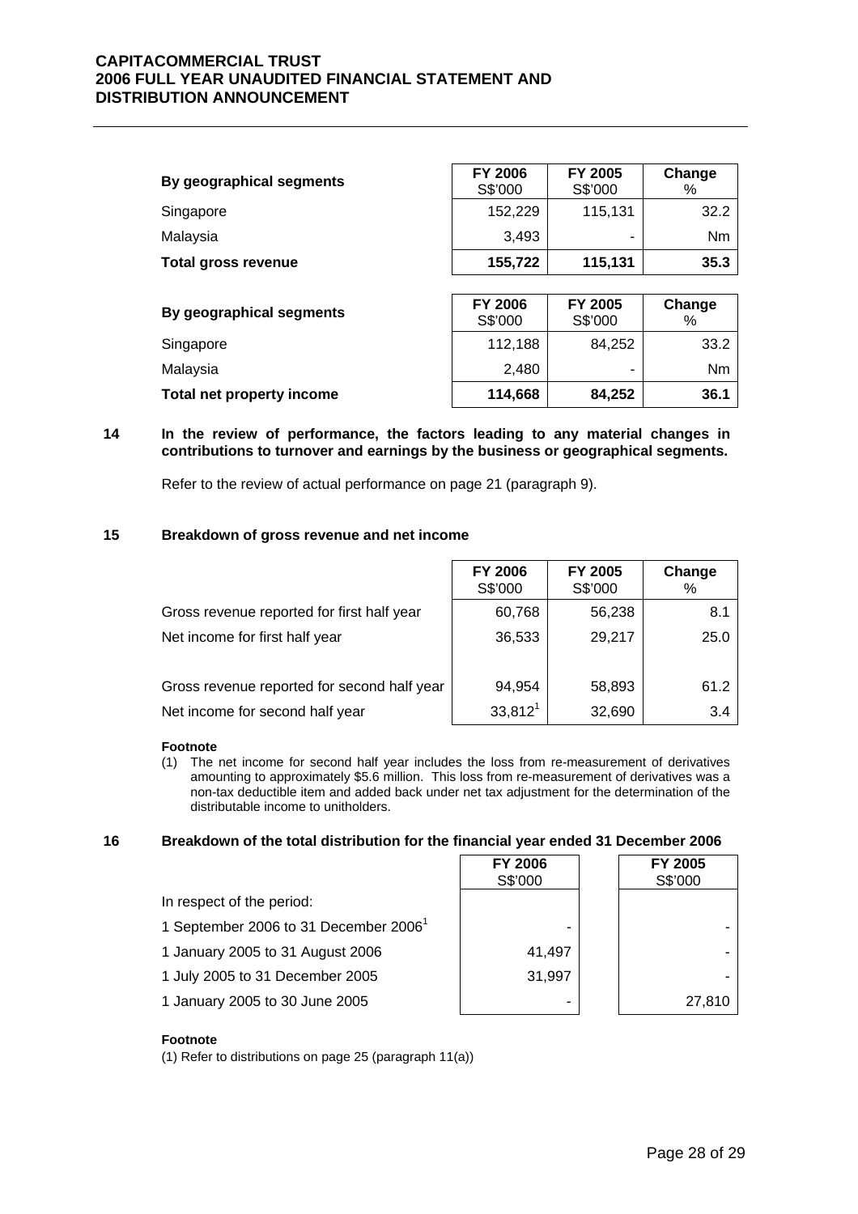| By geographical segments | FY 2006 S$'000 | FY 2005 S$'000 | Change % |
|---|---|---|---|
| Singapore | 152,229 | 115,131 | 32.2 |
| Malaysia | 3,493 | - | Nm |
| **Total gross revenue** | **155,722** | **115,131** | **35.3** |

| By geographical segments | FY 2006 S$'000 | FY 2005 S$'000 | Change % |
|---|---|---|---|
| Singapore | 112,188 | 84,252 | 33.2 |
| Malaysia | 2,480 | - | Nm |
| **Total net property income** | **114,668** | **84,252** | **36.1** |

**14 In the review of performance, the factors leading to any material changes in contributions to turnover and earnings by the business or geographical segments.**

Refer to the review of actual performance on page 21 (paragraph 9).

**15 Breakdown of gross revenue and net income**

| | FY 2006 S$'000 | FY 2005 S$'000 | Change % |
|---|---|---|---|
| Gross revenue reported for first half year | 60,768 | 56,238 | 8.1 |
| Net income for first half year | 36,533 | 29,217 | 25.0 |
| | | | |
| Gross revenue reported for second half year | 94,954 | 58,893 | 61.2 |
| Net income for second half year | 33,812[1] | 32,690 | 3.4 |

**Footnote**

(1) The net income for second half year includes the loss from re-measurement of derivatives amounting to approximately $5.6 million. This loss from re-measurement of derivatives was a non-tax deductible item and added back under net tax adjustment for the determination of the distributable income to unitholders.

**16 Breakdown of the total distribution for the financial year ended 31 December 2006**

| | FY 2006 S$'000 | FY 2005 S$'000 |
|---|---|---|
| In respect of the period: | | |
| 1 September 2006 to 31 December 2006[1] | - | - |
| 1 January 2005 to 31 August 2006 | 41,497 | - |
| 1 July 2005 to 31 December 2005 | 31,997 | - |
| 1 January 2005 to 30 June 2005 | - | 27,810 |

**Footnote**

(1) Refer to distributions on page 25 (paragraph 11(a))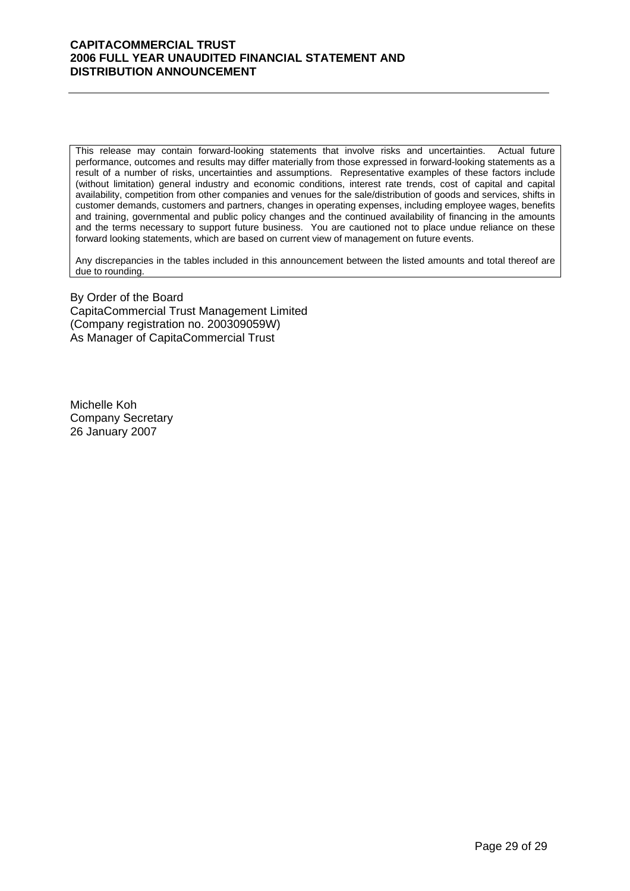This release may contain forward-looking statements that involve risks and uncertainties. Actual future performance, outcomes and results may differ materially from those expressed in forward-looking statements as a result of a number of risks, uncertainties and assumptions. Representative examples of these factors include (without limitation) general industry and economic conditions, interest rate trends, cost of capital and capital availability, competition from other companies and venues for the sale/distribution of goods and services, shifts in customer demands, customers and partners, changes in operating expenses, including employee wages, benefits and training, governmental and public policy changes and the continued availability of financing in the amounts and the terms necessary to support future business. You are cautioned not to place undue reliance on these forward looking statements, which are based on current view of management on future events.

Any discrepancies in the tables included in this announcement between the listed amounts and total thereof are due to rounding.

By Order of the Board
CapitaCommercial Trust Management Limited
(Company registration no. 200309059W)
As Manager of CapitaCommercial Trust

Michelle Koh
Company Secretary
26 January 2007